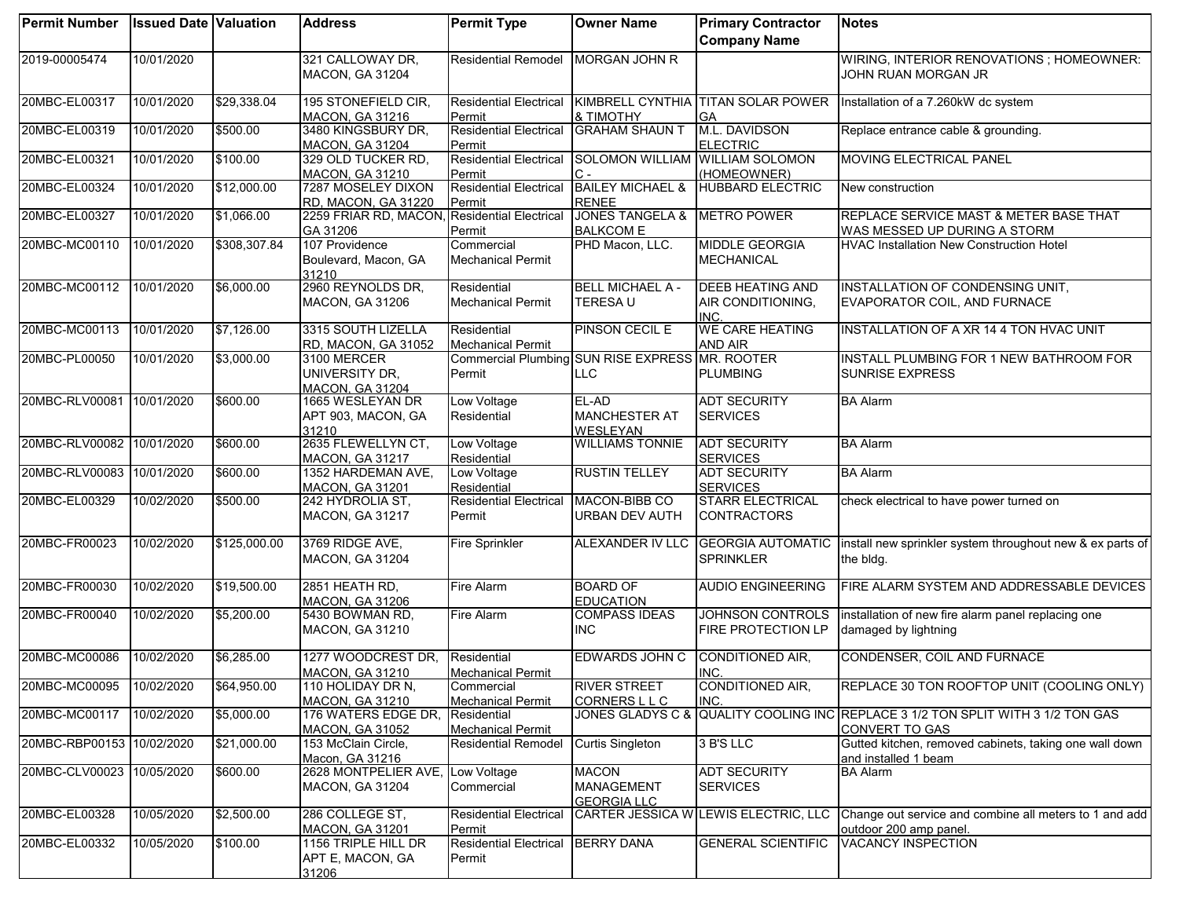| Permit Number | Issued Date | Valuation | Address | Permit Type | Owner Name | Primary Contractor Company Name | Notes |
|---|---|---|---|---|---|---|---|
| 2019-00005474 | 10/01/2020 | | 321 CALLOWAY DR, MACON, GA 31204 | Residential Remodel | MORGAN JOHN R | | WIRING, INTERIOR RENOVATIONS ; HOMEOWNER: JOHN RUAN MORGAN JR |
| 20MBC-EL00317 | 10/01/2020 | $29,338.04 | 195 STONEFIELD CIR, MACON, GA 31216 | Residential Electrical Permit | KIMBRELL CYNTHIA & TIMOTHY | TITAN SOLAR POWER GA | Installation of a 7.260kW dc system |
| 20MBC-EL00319 | 10/01/2020 | $500.00 | 3480 KINGSBURY DR, MACON, GA 31204 | Residential Electrical Permit | GRAHAM SHAUN T | M.L. DAVIDSON ELECTRIC | Replace entrance cable & grounding. |
| 20MBC-EL00321 | 10/01/2020 | $100.00 | 329 OLD TUCKER RD, MACON, GA 31210 | Residential Electrical Permit | SOLOMON WILLIAM C - | WILLIAM SOLOMON (HOMEOWNER) | MOVING ELECTRICAL PANEL |
| 20MBC-EL00324 | 10/01/2020 | $12,000.00 | 7287 MOSELEY DIXON RD, MACON, GA 31220 | Residential Electrical Permit | BAILEY MICHAEL & RENEE | HUBBARD ELECTRIC | New construction |
| 20MBC-EL00327 | 10/01/2020 | $1,066.00 | 2259 FRIAR RD, MACON, GA 31206 | Residential Electrical Permit | JONES TANGELA & BALKCOM E | METRO POWER | REPLACE SERVICE MAST & METER BASE THAT WAS MESSED UP DURING A STORM |
| 20MBC-MC00110 | 10/01/2020 | $308,307.84 | 107 Providence Boulevard, Macon, GA 31210 | Commercial Mechanical Permit | PHD Macon, LLC. | MIDDLE GEORGIA MECHANICAL | HVAC Installation New Construction Hotel |
| 20MBC-MC00112 | 10/01/2020 | $6,000.00 | 2960 REYNOLDS DR, MACON, GA 31206 | Residential Mechanical Permit | BELL MICHAEL A - TERESA U | DEEB HEATING AND AIR CONDITIONING, INC. | INSTALLATION OF CONDENSING UNIT, EVAPORATOR COIL, AND FURNACE |
| 20MBC-MC00113 | 10/01/2020 | $7,126.00 | 3315 SOUTH LIZELLA RD, MACON, GA 31052 | Residential Mechanical Permit | PINSON CECIL E | WE CARE HEATING AND AIR | INSTALLATION OF A XR 14 4 TON HVAC UNIT |
| 20MBC-PL00050 | 10/01/2020 | $3,000.00 | 3100 MERCER UNIVERSITY DR, MACON, GA 31204 | Commercial Plumbing Permit | SUN RISE EXPRESS LLC | MR. ROOTER PLUMBING | INSTALL PLUMBING FOR 1 NEW BATHROOM FOR SUNRISE EXPRESS |
| 20MBC-RLV00081 | 10/01/2020 | $600.00 | 1665 WESLEYAN DR APT 903, MACON, GA 31210 | Low Voltage Residential | EL-AD MANCHESTER AT WESLEYAN | ADT SECURITY SERVICES | BA Alarm |
| 20MBC-RLV00082 | 10/01/2020 | $600.00 | 2635 FLEWELLYN CT, MACON, GA 31217 | Low Voltage Residential | WILLIAMS TONNIE | ADT SECURITY SERVICES | BA Alarm |
| 20MBC-RLV00083 | 10/01/2020 | $600.00 | 1352 HARDEMAN AVE, MACON, GA 31201 | Low Voltage Residential | RUSTIN TELLEY | ADT SECURITY SERVICES | BA Alarm |
| 20MBC-EL00329 | 10/02/2020 | $500.00 | 242 HYDROLIA ST, MACON, GA 31217 | Residential Electrical Permit | MACON-BIBB CO URBAN DEV AUTH | STARR ELECTRICAL CONTRACTORS | check electrical to have power turned on |
| 20MBC-FR00023 | 10/02/2020 | $125,000.00 | 3769 RIDGE AVE, MACON, GA 31204 | Fire Sprinkler | ALEXANDER IV LLC | GEORGIA AUTOMATIC SPRINKLER | install new sprinkler system throughout new & ex parts of the bldg. |
| 20MBC-FR00030 | 10/02/2020 | $19,500.00 | 2851 HEATH RD, MACON, GA 31206 | Fire Alarm | BOARD OF EDUCATION | AUDIO ENGINEERING | FIRE ALARM SYSTEM AND ADDRESSABLE DEVICES |
| 20MBC-FR00040 | 10/02/2020 | $5,200.00 | 5430 BOWMAN RD, MACON, GA 31210 | Fire Alarm | COMPASS IDEAS INC | JOHNSON CONTROLS FIRE PROTECTION LP | installation of new fire alarm panel replacing one damaged by lightning |
| 20MBC-MC00086 | 10/02/2020 | $6,285.00 | 1277 WOODCREST DR, MACON, GA 31210 | Residential Mechanical Permit | EDWARDS JOHN C | CONDITIONED AIR, INC. | CONDENSER, COIL AND FURNACE |
| 20MBC-MC00095 | 10/02/2020 | $64,950.00 | 110 HOLIDAY DR N, MACON, GA 31210 | Commercial Mechanical Permit | RIVER STREET CORNERS L L C | CONDITIONED AIR, INC. | REPLACE 30 TON ROOFTOP UNIT (COOLING ONLY) |
| 20MBC-MC00117 | 10/02/2020 | $5,000.00 | 176 WATERS EDGE DR, MACON, GA 31052 | Residential Mechanical Permit | JONES GLADYS C & | QUALITY COOLING INC | REPLACE 3 1/2 TON SPLIT WITH 3 1/2 TON GAS CONVERT TO GAS |
| 20MBC-RBP00153 | 10/02/2020 | $21,000.00 | 153 McClain Circle, Macon, GA 31216 | Residential Remodel | Curtis Singleton | 3 B'S LLC | Gutted kitchen, removed cabinets, taking one wall down and installed 1 beam |
| 20MBC-CLV00023 | 10/05/2020 | $600.00 | 2628 MONTPELIER AVE, MACON, GA 31204 | Low Voltage Commercial | MACON MANAGEMENT GEORGIA LLC | ADT SECURITY SERVICES | BA Alarm |
| 20MBC-EL00328 | 10/05/2020 | $2,500.00 | 286 COLLEGE ST, MACON, GA 31201 | Residential Electrical Permit | CARTER JESSICA W | LEWIS ELECTRIC, LLC | Change out service and combine all meters to 1 and add outdoor 200 amp panel. |
| 20MBC-EL00332 | 10/05/2020 | $100.00 | 1156 TRIPLE HILL DR APT E, MACON, GA 31206 | Residential Electrical Permit | BERRY DANA | GENERAL SCIENTIFIC | VACANCY INSPECTION |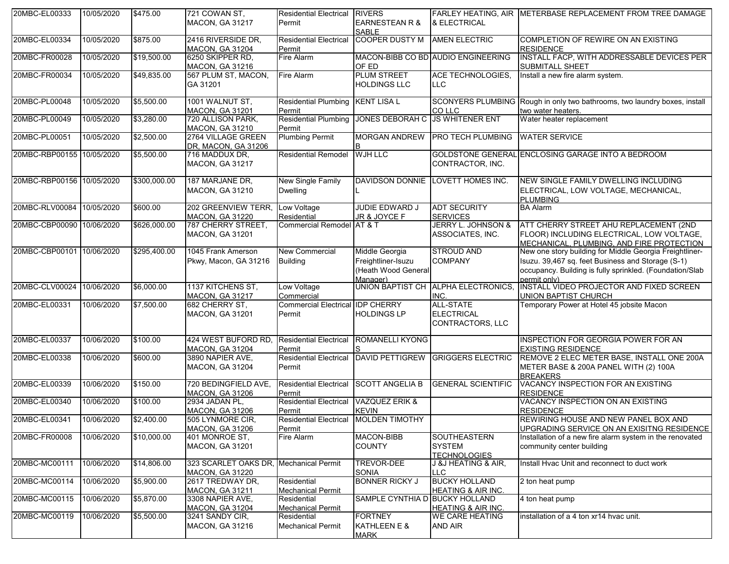| | | | | | | | |
|---|---|---|---|---|---|---|---|
| 20MBC-EL00333 | 10/05/2020 | $475.00 | 721 COWAN ST, MACON, GA 31217 | Residential Electrical Permit | RIVERS EARNESTEAN R & SABLE | FARLEY HEATING, AIR & ELECTRICAL | METERBASE REPLACEMENT FROM TREE DAMAGE |
| 20MBC-EL00334 | 10/05/2020 | $875.00 | 2416 RIVERSIDE DR, MACON, GA 31204 | Residential Electrical Permit | COOPER DUSTY M | AMEN ELECTRIC | COMPLETION OF REWIRE ON AN EXISTING RESIDENCE |
| 20MBC-FR00028 | 10/05/2020 | $19,500.00 | 6250 SKIPPER RD, MACON, GA 31216 | Fire Alarm | MACON-BIBB CO BD OF ED | AUDIO ENGINEERING | INSTALL FACP, WITH ADDRESSABLE DEVICES PER SUBMITALL SHEET |
| 20MBC-FR00034 | 10/05/2020 | $49,835.00 | 567 PLUM ST, MACON, GA 31201 | Fire Alarm | PLUM STREET HOLDINGS LLC | ACE TECHNOLOGIES, LLC | Install a new fire alarm system. |
| 20MBC-PL00048 | 10/05/2020 | $5,500.00 | 1001 WALNUT ST, MACON, GA 31201 | Residential Plumbing Permit | KENT LISA L | SCONYERS PLUMBING CO LLC | Rough in only two bathrooms, two laundry boxes, install two water heaters. |
| 20MBC-PL00049 | 10/05/2020 | $3,280.00 | 720 ALLISON PARK, MACON, GA 31210 | Residential Plumbing Permit | JONES DEBORAH C | JS WHITENER ENT | Water heater replacement |
| 20MBC-PL00051 | 10/05/2020 | $2,500.00 | 2764 VILLAGE GREEN DR, MACON, GA 31206 | Plumbing Permit | MORGAN ANDREW B | PRO TECH PLUMBING | WATER SERVICE |
| 20MBC-RBP00155 | 10/05/2020 | $5,500.00 | 716 MADDUX DR, MACON, GA 31217 | Residential Remodel | WJH LLC | GOLDSTONE GENERAL CONTRACTOR, INC. | ENCLOSING GARAGE INTO A BEDROOM |
| 20MBC-RBP00156 | 10/05/2020 | $300,000.00 | 187 MARJANE DR, MACON, GA 31210 | New Single Family Dwelling | DAVIDSON DONNIE L | LOVETT HOMES INC. | NEW SINGLE FAMILY DWELLING INCLUDING ELECTRICAL, LOW VOLTAGE, MECHANICAL, PLUMBING |
| 20MBC-RLV00084 | 10/05/2020 | $600.00 | 202 GREENVIEW TERR, MACON, GA 31220 | Low Voltage Residential | JUDIE EDWARD J JR & JOYCE F | ADT SECURITY SERVICES | BA Alarm |
| 20MBC-CBP00090 | 10/06/2020 | $626,000.00 | 787 CHERRY STREET, MACON, GA 31201 | Commercial Remodel | AT & T | JERRY L. JOHNSON & ASSOCIATES, INC. | ATT CHERRY STREET AHU REPLACEMENT (2ND FLOOR) INCLUDING ELECTRICAL, LOW VOLTAGE, MECHANICAL, PLUMBING, AND FIRE PROTECTION |
| 20MBC-CBP00101 | 10/06/2020 | $295,400.00 | 1045 Frank Amerson Pkwy, Macon, GA 31216 | New Commercial Building | Middle Georgia Freightliner-Isuzu (Heath Wood General Manager) | STROUD AND COMPANY | New one story building for Middle Georgia Freightliner-Isuzu. 39,467 sq. feet Business and Storage (S-1) occupancy. Building is fully sprinkled. (Foundation/Slab permit only) |
| 20MBC-CLV00024 | 10/06/2020 | $6,000.00 | 1137 KITCHENS ST, MACON, GA 31217 | Low Voltage Commercial | UNION BAPTIST CH | ALPHA ELECTRONICS, INC. | INSTALL VIDEO PROJECTOR AND FIXED SCREEN UNION BAPTIST CHURCH |
| 20MBC-EL00331 | 10/06/2020 | $7,500.00 | 682 CHERRY ST, MACON, GA 31201 | Commercial Electrical Permit | IDP CHERRY HOLDINGS LP | ALL-STATE ELECTRICAL CONTRACTORS, LLC | Temporary Power at Hotel 45 jobsite Macon |
| 20MBC-EL00337 | 10/06/2020 | $100.00 | 424 WEST BUFORD RD, MACON, GA 31204 | Residential Electrical Permit | ROMANELLI KYONG S | | INSPECTION FOR GEORGIA POWER FOR AN EXISTING RESIDENCE |
| 20MBC-EL00338 | 10/06/2020 | $600.00 | 3890 NAPIER AVE, MACON, GA 31204 | Residential Electrical Permit | DAVID PETTIGREW | GRIGGERS ELECTRIC | REMOVE 2 ELEC METER BASE, INSTALL ONE 200A METER BASE & 200A PANEL WITH (2) 100A BREAKERS |
| 20MBC-EL00339 | 10/06/2020 | $150.00 | 720 BEDINGFIELD AVE, MACON, GA 31206 | Residential Electrical Permit | SCOTT ANGELIA B | GENERAL SCIENTIFIC | VACANCY INSPECTION FOR AN EXISTING RESIDENCE |
| 20MBC-EL00340 | 10/06/2020 | $100.00 | 2934 JADAN PL, MACON, GA 31206 | Residential Electrical Permit | VAZQUEZ ERIK & KEVIN | | VACANCY INSPECTION ON AN EXISTING RESIDENCE |
| 20MBC-EL00341 | 10/06/2020 | $2,400.00 | 505 LYNMORE CIR, MACON, GA 31206 | Residential Electrical Permit | MOLDEN TIMOTHY | | REWIRING HOUSE AND NEW PANEL BOX AND UPGRADING SERVICE ON AN EXISITNG RESIDENCE |
| 20MBC-FR00008 | 10/06/2020 | $10,000.00 | 401 MONROE ST, MACON, GA 31201 | Fire Alarm | MACON-BIBB COUNTY | SOUTHEASTERN SYSTEM TECHNOLOGIES | Installation of a new fire alarm system in the renovated community center building |
| 20MBC-MC00111 | 10/06/2020 | $14,806.00 | 323 SCARLET OAKS DR, MACON, GA 31220 | Mechanical Permit | TREVOR-DEE SONIA | J &J HEATING & AIR, LLC | Install Hvac Unit and reconnect to duct work |
| 20MBC-MC00114 | 10/06/2020 | $5,900.00 | 2617 TREDWAY DR, MACON, GA 31211 | Residential Mechanical Permit | BONNER RICKY J | BUCKY HOLLAND HEATING & AIR INC. | 2 ton heat pump |
| 20MBC-MC00115 | 10/06/2020 | $5,870.00 | 3308 NAPIER AVE, MACON, GA 31204 | Residential Mechanical Permit | SAMPLE CYNTHIA D | BUCKY HOLLAND HEATING & AIR INC. | 4 ton heat pump |
| 20MBC-MC00119 | 10/06/2020 | $5,500.00 | 3241 SANDY CIR, MACON, GA 31216 | Residential Mechanical Permit | FORTNEY KATHLEEN E & MARK | WE CARE HEATING AND AIR | installation of a 4 ton xr14 hvac unit. |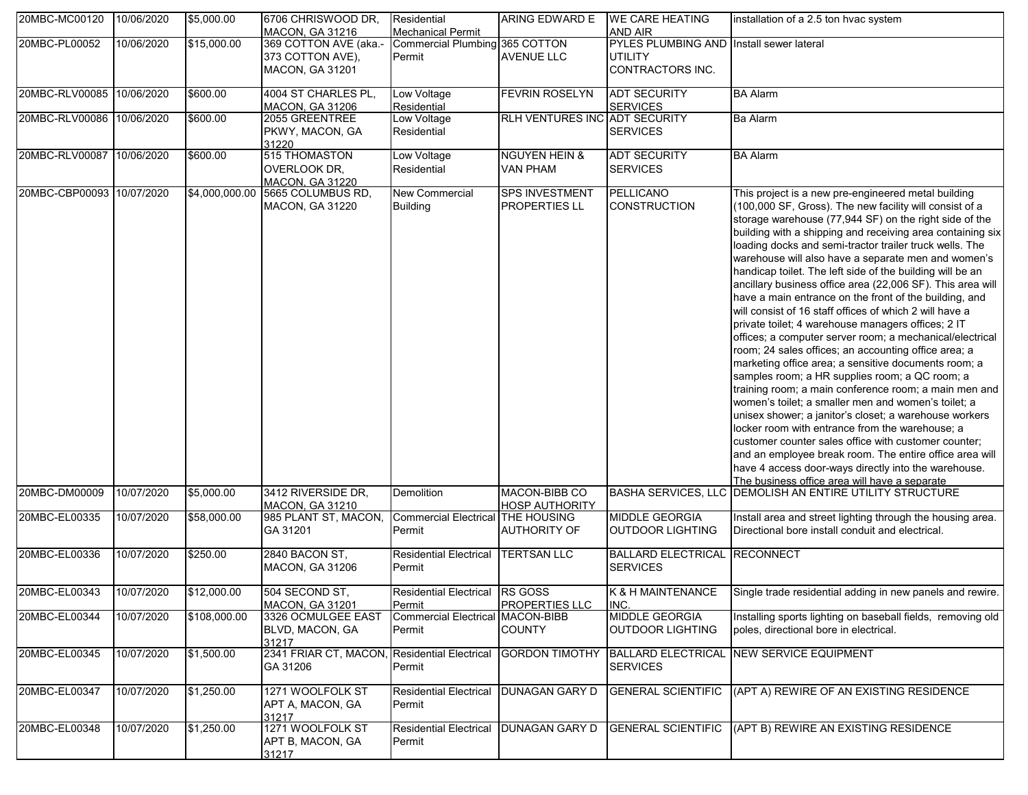| 20MBC-MC00120 | 10/06/2020 | $5,000.00 | 6706 CHRISWOOD DR, MACON, GA 31216 | Residential Mechanical Permit | ARING EDWARD E | WE CARE HEATING AND AIR | installation of a 2.5 ton hvac system |
|---|---|---|---|---|---|---|---|
| 20MBC-PL00052 | 10/06/2020 | $15,000.00 | 369 COTTON AVE (aka.-373 COTTON AVE), MACON, GA 31201 | Commercial Plumbing Permit | 365 COTTON AVENUE LLC | PYLES PLUMBING AND UTILITY CONTRACTORS INC. | Install sewer lateral |
| 20MBC-RLV00085 | 10/06/2020 | $600.00 | 4004 ST CHARLES PL, MACON, GA 31206 | Low Voltage Residential | FEVRIN ROSELYN | ADT SECURITY SERVICES | BA Alarm |
| 20MBC-RLV00086 | 10/06/2020 | $600.00 | 2055 GREENTREE PKWY, MACON, GA 31220 | Low Voltage Residential | RLH VENTURES INC | ADT SECURITY SERVICES | Ba Alarm |
| 20MBC-RLV00087 | 10/06/2020 | $600.00 | 515 THOMASTON OVERLOOK DR, MACON, GA 31220 | Low Voltage Residential | NGUYEN HEIN & VAN PHAM | ADT SECURITY SERVICES | BA Alarm |
| 20MBC-CBP00093 | 10/07/2020 | $4,000,000.00 | 5665 COLUMBUS RD, MACON, GA 31220 | New Commercial Building | SPS INVESTMENT PROPERTIES LL | PELLICANO CONSTRUCTION | This project is a new pre-engineered metal building (100,000 SF, Gross). The new facility will consist of a storage warehouse (77,944 SF) on the right side of the building with a shipping and receiving area containing six loading docks and semi-tractor trailer truck wells. The warehouse will also have a separate men and women's handicap toilet. The left side of the building will be an ancillary business office area (22,006 SF). This area will have a main entrance on the front of the building, and will consist of 16 staff offices of which 2 will have a private toilet; 4 warehouse managers offices; 2 IT offices; a computer server room; a mechanical/electrical room; 24 sales offices; an accounting office area; a marketing office area; a sensitive documents room; a samples room; a HR supplies room; a QC room; a training room; a main conference room; a main men and women's toilet; a smaller men and women's toilet; a unisex shower; a janitor's closet; a warehouse workers locker room with entrance from the warehouse; a customer counter sales office with customer counter; and an employee break room. The entire office area will have 4 access door-ways directly into the warehouse. The business office area will have a separate |
| 20MBC-DM00009 | 10/07/2020 | $5,000.00 | 3412 RIVERSIDE DR, MACON, GA 31210 | Demolition | MACON-BIBB CO HOSP AUTHORITY | BASHA SERVICES, LLC | DEMOLISH AN ENTIRE UTILITY STRUCTURE |
| 20MBC-EL00335 | 10/07/2020 | $58,000.00 | 985 PLANT ST, MACON, GA 31201 | Commercial Electrical Permit | THE HOUSING AUTHORITY OF | MIDDLE GEORGIA OUTDOOR LIGHTING | Install area and street lighting through the housing area. Directional bore install conduit and electrical. |
| 20MBC-EL00336 | 10/07/2020 | $250.00 | 2840 BACON ST, MACON, GA 31206 | Residential Electrical Permit | TERTSAN LLC | BALLARD ELECTRICAL SERVICES | RECONNECT |
| 20MBC-EL00343 | 10/07/2020 | $12,000.00 | 504 SECOND ST, MACON, GA 31201 | Residential Electrical Permit | RS GOSS PROPERTIES LLC | K & H MAINTENANCE INC. | Single trade residential adding in new panels and rewire. |
| 20MBC-EL00344 | 10/07/2020 | $108,000.00 | 3326 OCMULGEE EAST BLVD, MACON, GA 31217 | Commercial Electrical Permit | MACON-BIBB COUNTY | MIDDLE GEORGIA OUTDOOR LIGHTING | Installing sports lighting on baseball fields, removing old poles, directional bore in electrical. |
| 20MBC-EL00345 | 10/07/2020 | $1,500.00 | 2341 FRIAR CT, MACON, GA 31206 | Residential Electrical Permit | GORDON TIMOTHY | BALLARD ELECTRICAL SERVICES | NEW SERVICE EQUIPMENT |
| 20MBC-EL00347 | 10/07/2020 | $1,250.00 | 1271 WOOLFOLK ST APT A, MACON, GA 31217 | Residential Electrical Permit | DUNAGAN GARY D | GENERAL SCIENTIFIC | (APT A) REWIRE OF AN EXISTING RESIDENCE |
| 20MBC-EL00348 | 10/07/2020 | $1,250.00 | 1271 WOOLFOLK ST APT B, MACON, GA 31217 | Residential Electrical Permit | DUNAGAN GARY D | GENERAL SCIENTIFIC | (APT B) REWIRE AN EXISTING RESIDENCE |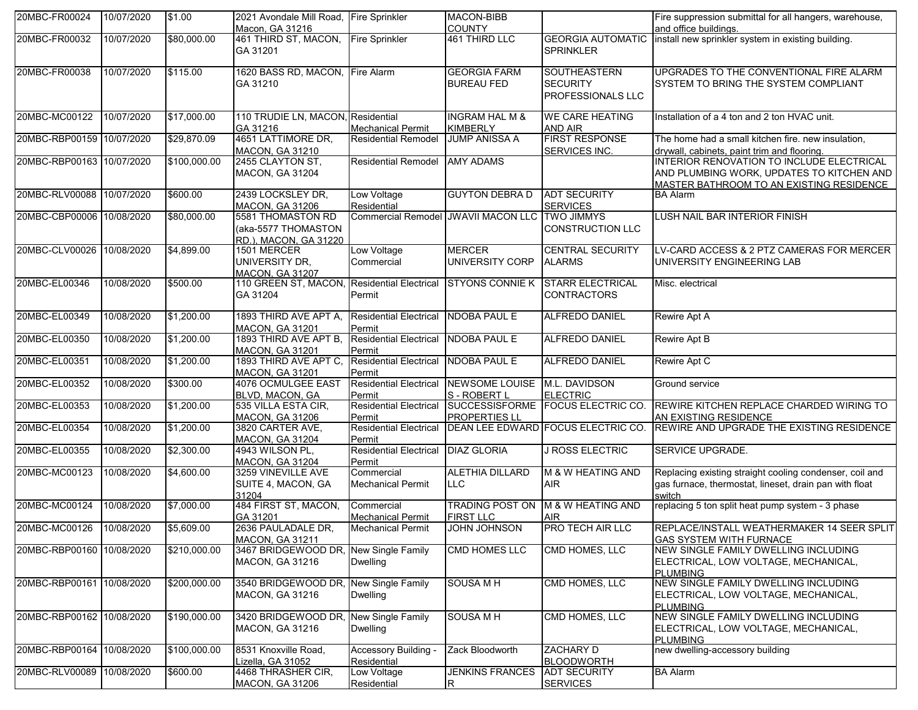| 20MBC-FR00024 | 10/07/2020 | $1.00 | 2021 Avondale Mill Road, Macon, GA 31216 | Fire Sprinkler | MACON-BIBB COUNTY | | Fire suppression submittal for all hangers, warehouse, and office buildings. |
|---|---|---|---|---|---|---|---|
| 20MBC-FR00032 | 10/07/2020 | $80,000.00 | 461 THIRD ST, MACON, GA 31201 | Fire Sprinkler | 461 THIRD LLC | GEORGIA AUTOMATIC SPRINKLER | install new sprinkler system in existing building. |
| 20MBC-FR00038 | 10/07/2020 | $115.00 | 1620 BASS RD, MACON, GA 31210 | Fire Alarm | GEORGIA FARM BUREAU FED | SOUTHEASTERN SECURITY PROFESSIONALS LLC | UPGRADES TO THE CONVENTIONAL FIRE ALARM SYSTEM TO BRING THE SYSTEM COMPLIANT |
| 20MBC-MC00122 | 10/07/2020 | $17,000.00 | 110 TRUDIE LN, MACON, GA 31216 | Residential Mechanical Permit | INGRAM HAL M & KIMBERLY | WE CARE HEATING AND AIR | Installation of a 4 ton and 2 ton HVAC unit. |
| 20MBC-RBP00159 | 10/07/2020 | $29,870.09 | 4651 LATTIMORE DR, MACON, GA 31210 | Residential Remodel | JUMP ANISSA A | FIRST RESPONSE SERVICES INC. | The home had a small kitchen fire. new insulation, drywall, cabinets, paint trim and flooring. |
| 20MBC-RBP00163 | 10/07/2020 | $100,000.00 | 2455 CLAYTON ST, MACON, GA 31204 | Residential Remodel | AMY ADAMS | | INTERIOR RENOVATION TO INCLUDE ELECTRICAL AND PLUMBING WORK, UPDATES TO KITCHEN AND MASTER BATHROOM TO AN EXISTING RESIDENCE |
| 20MBC-RLV00088 | 10/07/2020 | $600.00 | 2439 LOCKSLEY DR, MACON, GA 31206 | Low Voltage Residential | GUYTON DEBRA D | ADT SECURITY SERVICES | BA Alarm |
| 20MBC-CBP00006 | 10/08/2020 | $80,000.00 | 5581 THOMASTON RD (aka-5577 THOMASTON RD.), MACON, GA 31220 | Commercial Remodel | JWAVII MACON LLC | TWO JIMMYS CONSTRUCTION LLC | LUSH NAIL BAR INTERIOR FINISH |
| 20MBC-CLV00026 | 10/08/2020 | $4,899.00 | 1501 MERCER UNIVERSITY DR, MACON, GA 31207 | Low Voltage Commercial | MERCER UNIVERSITY CORP | CENTRAL SECURITY ALARMS | LV-CARD ACCESS & 2 PTZ CAMERAS FOR MERCER UNIVERSITY ENGINEERING LAB |
| 20MBC-EL00346 | 10/08/2020 | $500.00 | 110 GREEN ST, MACON, GA 31204 | Residential Electrical Permit | STYONS CONNIE K | STARR ELECTRICAL CONTRACTORS | Misc. electrical |
| 20MBC-EL00349 | 10/08/2020 | $1,200.00 | 1893 THIRD AVE APT A, MACON, GA 31201 | Residential Electrical Permit | NDOBA PAUL E | ALFREDO DANIEL | Rewire Apt A |
| 20MBC-EL00350 | 10/08/2020 | $1,200.00 | 1893 THIRD AVE APT B, MACON, GA 31201 | Residential Electrical Permit | NDOBA PAUL E | ALFREDO DANIEL | Rewire Apt B |
| 20MBC-EL00351 | 10/08/2020 | $1,200.00 | 1893 THIRD AVE APT C, MACON, GA 31201 | Residential Electrical Permit | NDOBA PAUL E | ALFREDO DANIEL | Rewire Apt C |
| 20MBC-EL00352 | 10/08/2020 | $300.00 | 4076 OCMULGEE EAST BLVD, MACON, GA | Residential Electrical Permit | NEWSOME LOUISE S - ROBERT L | M.L. DAVIDSON ELECTRIC | Ground service |
| 20MBC-EL00353 | 10/08/2020 | $1,200.00 | 535 VILLA ESTA CIR, MACON, GA 31206 | Residential Electrical Permit | SUCCESSISFORME PROPERTIES LL | FOCUS ELECTRIC CO. | REWIRE KITCHEN REPLACE CHARDED WIRING TO AN EXISTING RESIDENCE |
| 20MBC-EL00354 | 10/08/2020 | $1,200.00 | 3820 CARTER AVE, MACON, GA 31204 | Residential Electrical Permit | DEAN LEE EDWARD | FOCUS ELECTRIC CO. | REWIRE AND UPGRADE THE EXISTING RESIDENCE |
| 20MBC-EL00355 | 10/08/2020 | $2,300.00 | 4943 WILSON PL, MACON, GA 31204 | Residential Electrical Permit | DIAZ GLORIA | J ROSS ELECTRIC | SERVICE UPGRADE. |
| 20MBC-MC00123 | 10/08/2020 | $4,600.00 | 3259 VINEVILLE AVE SUITE 4, MACON, GA 31204 | Commercial Mechanical Permit | ALETHIA DILLARD LLC | M & W HEATING AND AIR | Replacing existing straight cooling condenser, coil and gas furnace, thermostat, lineset, drain pan with float switch |
| 20MBC-MC00124 | 10/08/2020 | $7,000.00 | 484 FIRST ST, MACON, GA 31201 | Commercial Mechanical Permit | TRADING POST ON FIRST LLC | M & W HEATING AND AIR | replacing 5 ton split heat pump system - 3 phase |
| 20MBC-MC00126 | 10/08/2020 | $5,609.00 | 2636 PAULADALE DR, MACON, GA 31211 | Mechanical Permit | JOHN JOHNSON | PRO TECH AIR LLC | REPLACE/INSTALL WEATHERMAKER 14 SEER SPLIT GAS SYSTEM WITH FURNACE |
| 20MBC-RBP00160 | 10/08/2020 | $210,000.00 | 3467 BRIDGEWOOD DR, MACON, GA 31216 | New Single Family Dwelling | CMD HOMES LLC | CMD HOMES, LLC | NEW SINGLE FAMILY DWELLING INCLUDING ELECTRICAL, LOW VOLTAGE, MECHANICAL, PLUMBING |
| 20MBC-RBP00161 | 10/08/2020 | $200,000.00 | 3540 BRIDGEWOOD DR, MACON, GA 31216 | New Single Family Dwelling | SOUSA M H | CMD HOMES, LLC | NEW SINGLE FAMILY DWELLING INCLUDING ELECTRICAL, LOW VOLTAGE, MECHANICAL, PLUMBING |
| 20MBC-RBP00162 | 10/08/2020 | $190,000.00 | 3420 BRIDGEWOOD DR, MACON, GA 31216 | New Single Family Dwelling | SOUSA M H | CMD HOMES, LLC | NEW SINGLE FAMILY DWELLING INCLUDING ELECTRICAL, LOW VOLTAGE, MECHANICAL, PLUMBING |
| 20MBC-RBP00164 | 10/08/2020 | $100,000.00 | 8531 Knoxville Road, Lizella, GA 31052 | Accessory Building - Residential | Zack Bloodworth | ZACHARY D BLOODWORTH | new dwelling-accessory building |
| 20MBC-RLV00089 | 10/08/2020 | $600.00 | 4468 THRASHER CIR, MACON, GA 31206 | Low Voltage Residential | JENKINS FRANCES R | ADT SECURITY SERVICES | BA Alarm |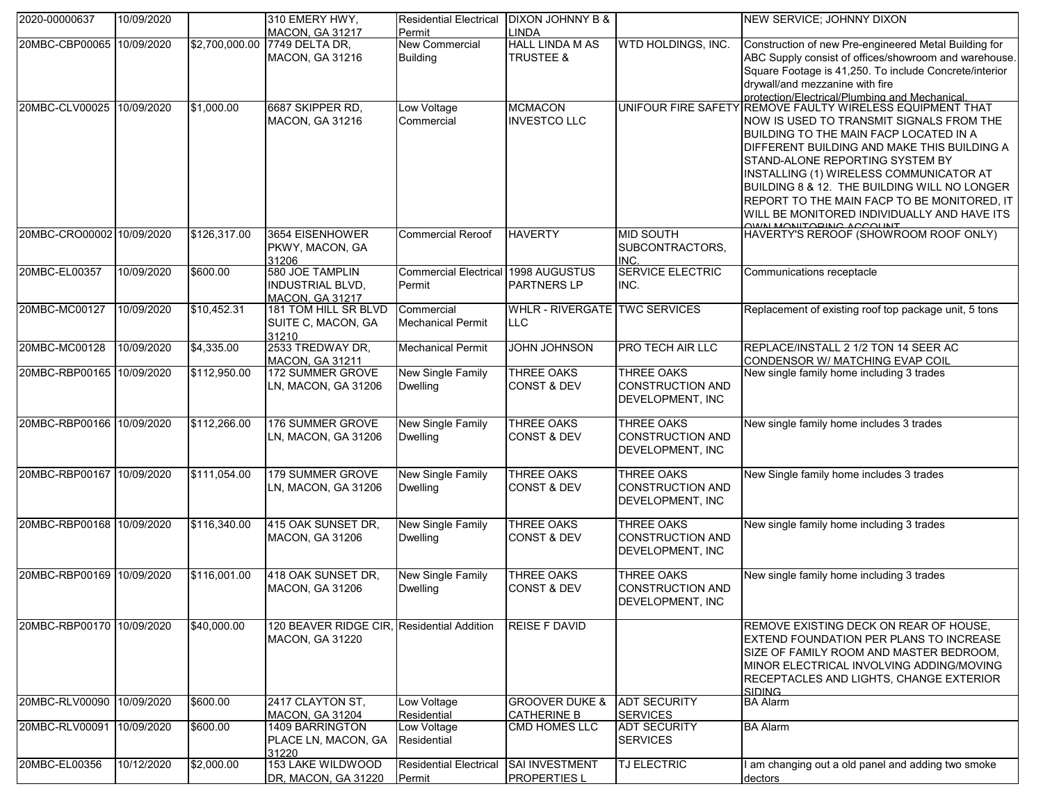| | | | | | | | |
|---|---|---|---|---|---|---|---|
| 2020-00000637 | 10/09/2020 | | 310 EMERY HWY, MACON, GA 31217 | Residential Electrical Permit | DIXON JOHNNY B & LINDA | | NEW SERVICE; JOHNNY DIXON |
| 20MBC-CBP00065 | 10/09/2020 | $2,700,000.00 | 7749 DELTA DR, MACON, GA 31216 | New Commercial Building | HALL LINDA M AS TRUSTEE & | WTD HOLDINGS, INC. | Construction of new Pre-engineered Metal Building for ABC Supply consist of offices/showroom and warehouse. Square Footage is 41,250. To include Concrete/interior drywall/and mezzanine with fire protection/Electrical/Plumbing and Mechanical. |
| 20MBC-CLV00025 | 10/09/2020 | $1,000.00 | 6687 SKIPPER RD, MACON, GA 31216 | Low Voltage Commercial | MCMACON INVESTCO LLC | UNIFOUR FIRE SAFETY | REMOVE FAULTY WIRELESS EQUIPMENT THAT NOW IS USED TO TRANSMIT SIGNALS FROM THE BUILDING TO THE MAIN FACP LOCATED IN A DIFFERENT BUILDING AND MAKE THIS BUILDING A STAND-ALONE REPORTING SYSTEM BY INSTALLING (1) WIRELESS COMMUNICATOR AT BUILDING 8 & 12. THE BUILDING WILL NO LONGER REPORT TO THE MAIN FACP TO BE MONITORED, IT WILL BE MONITORED INDIVIDUALLY AND HAVE ITS OWN MONITORING ACCOUNT |
| 20MBC-CRO00002 | 10/09/2020 | $126,317.00 | 3654 EISENHOWER PKWY, MACON, GA 31206 | Commercial Reroof | HAVERTY | MID SOUTH SUBCONTRACTORS, INC. | HAVERTY'S REROOF (SHOWROOM ROOF ONLY) |
| 20MBC-EL00357 | 10/09/2020 | $600.00 | 580 JOE TAMPLIN INDUSTRIAL BLVD, MACON, GA 31217 | Commercial Electrical Permit | 1998 AUGUSTUS PARTNERS LP | SERVICE ELECTRIC INC. | Communications receptacle |
| 20MBC-MC00127 | 10/09/2020 | $10,452.31 | 181 TOM HILL SR BLVD SUITE C, MACON, GA 31210 | Commercial Mechanical Permit | WHLR - RIVERGATE LLC | TWC SERVICES | Replacement of existing roof top package unit, 5 tons |
| 20MBC-MC00128 | 10/09/2020 | $4,335.00 | 2533 TREDWAY DR, MACON, GA 31211 | Mechanical Permit | JOHN JOHNSON | PRO TECH AIR LLC | REPLACE/INSTALL 2 1/2 TON 14 SEER AC CONDENSOR W/ MATCHING EVAP COIL |
| 20MBC-RBP00165 | 10/09/2020 | $112,950.00 | 172 SUMMER GROVE LN, MACON, GA 31206 | New Single Family Dwelling | THREE OAKS CONST & DEV | THREE OAKS CONSTRUCTION AND DEVELOPMENT, INC | New single family home including 3 trades |
| 20MBC-RBP00166 | 10/09/2020 | $112,266.00 | 176 SUMMER GROVE LN, MACON, GA 31206 | New Single Family Dwelling | THREE OAKS CONST & DEV | THREE OAKS CONSTRUCTION AND DEVELOPMENT, INC | New single family home includes 3 trades |
| 20MBC-RBP00167 | 10/09/2020 | $111,054.00 | 179 SUMMER GROVE LN, MACON, GA 31206 | New Single Family Dwelling | THREE OAKS CONST & DEV | THREE OAKS CONSTRUCTION AND DEVELOPMENT, INC | New Single family home includes 3 trades |
| 20MBC-RBP00168 | 10/09/2020 | $116,340.00 | 415 OAK SUNSET DR, MACON, GA 31206 | New Single Family Dwelling | THREE OAKS CONST & DEV | THREE OAKS CONSTRUCTION AND DEVELOPMENT, INC | New single family home including 3 trades |
| 20MBC-RBP00169 | 10/09/2020 | $116,001.00 | 418 OAK SUNSET DR, MACON, GA 31206 | New Single Family Dwelling | THREE OAKS CONST & DEV | THREE OAKS CONSTRUCTION AND DEVELOPMENT, INC | New single family home including 3 trades |
| 20MBC-RBP00170 | 10/09/2020 | $40,000.00 | 120 BEAVER RIDGE CIR, MACON, GA 31220 | Residential Addition | REISE F DAVID | | REMOVE EXISTING DECK ON REAR OF HOUSE, EXTEND FOUNDATION PER PLANS TO INCREASE SIZE OF FAMILY ROOM AND MASTER BEDROOM, MINOR ELECTRICAL INVOLVING ADDING/MOVING RECEPTACLES AND LIGHTS, CHANGE EXTERIOR SIDING |
| 20MBC-RLV00090 | 10/09/2020 | $600.00 | 2417 CLAYTON ST, MACON, GA 31204 | Low Voltage Residential | GROOVER DUKE & CATHERINE B | ADT SECURITY SERVICES | BA Alarm |
| 20MBC-RLV00091 | 10/09/2020 | $600.00 | 1409 BARRINGTON PLACE LN, MACON, GA 31220 | Low Voltage Residential | CMD HOMES LLC | ADT SECURITY SERVICES | BA Alarm |
| 20MBC-EL00356 | 10/12/2020 | $2,000.00 | 153 LAKE WILDWOOD DR, MACON, GA 31220 | Residential Electrical Permit | SAI INVESTMENT PROPERTIES L | TJ ELECTRIC | I am changing out a old panel and adding two smoke dectors |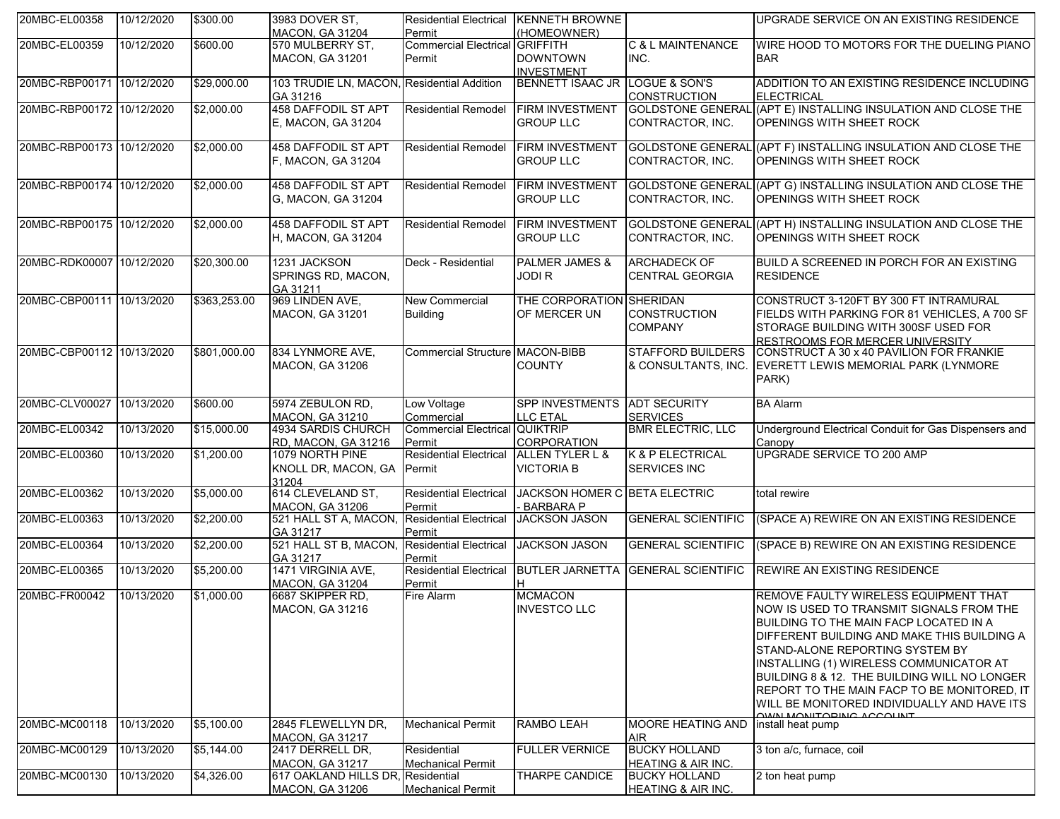| | | | | | | | |
|---|---|---|---|---|---|---|---|
| 20MBC-EL00358 | 10/12/2020 | $300.00 | 3983 DOVER ST, MACON, GA 31204 | Residential Electrical Permit | KENNETH BROWNE (HOMEOWNER) | | UPGRADE SERVICE ON AN EXISTING RESIDENCE |
| 20MBC-EL00359 | 10/12/2020 | $600.00 | 570 MULBERRY ST, MACON, GA 31201 | Commercial Electrical Permit | GRIFFITH DOWNTOWN INVESTMENT | C & L MAINTENANCE INC. | WIRE HOOD TO MOTORS FOR THE DUELING PIANO BAR |
| 20MBC-RBP00171 | 10/12/2020 | $29,000.00 | 103 TRUDIE LN, MACON, GA 31216 | Residential Addition | BENNETT ISAAC JR | LOGUE & SON'S CONSTRUCTION | ADDITION TO AN EXISTING RESIDENCE INCLUDING ELECTRICAL |
| 20MBC-RBP00172 | 10/12/2020 | $2,000.00 | 458 DAFFODIL ST APT E, MACON, GA 31204 | Residential Remodel | FIRM INVESTMENT GROUP LLC | GOLDSTONE GENERAL CONTRACTOR, INC. | (APT E) INSTALLING INSULATION AND CLOSE THE OPENINGS WITH SHEET ROCK |
| 20MBC-RBP00173 | 10/12/2020 | $2,000.00 | 458 DAFFODIL ST APT F, MACON, GA 31204 | Residential Remodel | FIRM INVESTMENT GROUP LLC | GOLDSTONE GENERAL CONTRACTOR, INC. | (APT F) INSTALLING INSULATION AND CLOSE THE OPENINGS WITH SHEET ROCK |
| 20MBC-RBP00174 | 10/12/2020 | $2,000.00 | 458 DAFFODIL ST APT G, MACON, GA 31204 | Residential Remodel | FIRM INVESTMENT GROUP LLC | GOLDSTONE GENERAL CONTRACTOR, INC. | (APT G) INSTALLING INSULATION AND CLOSE THE OPENINGS WITH SHEET ROCK |
| 20MBC-RBP00175 | 10/12/2020 | $2,000.00 | 458 DAFFODIL ST APT H, MACON, GA 31204 | Residential Remodel | FIRM INVESTMENT GROUP LLC | GOLDSTONE GENERAL CONTRACTOR, INC. | (APT H) INSTALLING INSULATION AND CLOSE THE OPENINGS WITH SHEET ROCK |
| 20MBC-RDK00007 | 10/12/2020 | $20,300.00 | 1231 JACKSON SPRINGS RD, MACON, GA 31211 | Deck - Residential | PALMER JAMES & JODI R | ARCHADECK OF CENTRAL GEORGIA | BUILD A SCREENED IN PORCH FOR AN EXISTING RESIDENCE |
| 20MBC-CBP00111 | 10/13/2020 | $363,253.00 | 969 LINDEN AVE, MACON, GA 31201 | New Commercial Building | THE CORPORATION OF MERCER UN | SHERIDAN CONSTRUCTION COMPANY | CONSTRUCT 3-120FT BY 300 FT INTRAMURAL FIELDS WITH PARKING FOR 81 VEHICLES, A 700 SF STORAGE BUILDING WITH 300SF USED FOR RESTROOMS FOR MERCER UNIVERSITY |
| 20MBC-CBP00112 | 10/13/2020 | $801,000.00 | 834 LYNMORE AVE, MACON, GA 31206 | Commercial Structure | MACON-BIBB COUNTY | STAFFORD BUILDERS & CONSULTANTS, INC. | CONSTRUCT A 30 x 40 PAVILION FOR FRANKIE EVERETT LEWIS MEMORIAL PARK (LYNMORE PARK) |
| 20MBC-CLV00027 | 10/13/2020 | $600.00 | 5974 ZEBULON RD, MACON, GA 31210 | Low Voltage Commercial | SPP INVESTMENTS LLC ETAL | ADT SECURITY SERVICES | BA Alarm |
| 20MBC-EL00342 | 10/13/2020 | $15,000.00 | 4934 SARDIS CHURCH RD, MACON, GA 31216 | Commercial Electrical Permit | QUIKTRIP CORPORATION | BMR ELECTRIC, LLC | Underground Electrical Conduit for Gas Dispensers and Canopy |
| 20MBC-EL00360 | 10/13/2020 | $1,200.00 | 1079 NORTH PINE KNOLL DR, MACON, GA 31204 | Residential Electrical Permit | ALLEN TYLER L & VICTORIA B | K & P ELECTRICAL SERVICES INC | UPGRADE SERVICE TO 200 AMP |
| 20MBC-EL00362 | 10/13/2020 | $5,000.00 | 614 CLEVELAND ST, MACON, GA 31206 | Residential Electrical Permit | JACKSON HOMER C - BARBARA P | BETA ELECTRIC | total rewire |
| 20MBC-EL00363 | 10/13/2020 | $2,200.00 | 521 HALL ST A, MACON, GA 31217 | Residential Electrical Permit | JACKSON JASON | GENERAL SCIENTIFIC | (SPACE A) REWIRE ON AN EXISTING RESIDENCE |
| 20MBC-EL00364 | 10/13/2020 | $2,200.00 | 521 HALL ST B, MACON, GA 31217 | Residential Electrical Permit | JACKSON JASON | GENERAL SCIENTIFIC | (SPACE B) REWIRE ON AN EXISTING RESIDENCE |
| 20MBC-EL00365 | 10/13/2020 | $5,200.00 | 1471 VIRGINIA AVE, MACON, GA 31204 | Residential Electrical Permit | BUTLER JARNETTA H | GENERAL SCIENTIFIC | REWIRE AN EXISTING RESIDENCE |
| 20MBC-FR00042 | 10/13/2020 | $1,000.00 | 6687 SKIPPER RD, MACON, GA 31216 | Fire Alarm | MCMACON INVESTCO LLC | | REMOVE FAULTY WIRELESS EQUIPMENT THAT NOW IS USED TO TRANSMIT SIGNALS FROM THE BUILDING TO THE MAIN FACP LOCATED IN A DIFFERENT BUILDING AND MAKE THIS BUILDING A STAND-ALONE REPORTING SYSTEM BY INSTALLING (1) WIRELESS COMMUNICATOR AT BUILDING 8 & 12. THE BUILDING WILL NO LONGER REPORT TO THE MAIN FACP TO BE MONITORED, IT WILL BE MONITORED INDIVIDUALLY AND HAVE ITS OWN MONITORING ACCOUNT |
| 20MBC-MC00118 | 10/13/2020 | $5,100.00 | 2845 FLEWELLYN DR, MACON, GA 31217 | Mechanical Permit | RAMBO LEAH | MOORE HEATING AND AIR | install heat pump |
| 20MBC-MC00129 | 10/13/2020 | $5,144.00 | 2417 DERRELL DR, MACON, GA 31217 | Residential Mechanical Permit | FULLER VERNICE | BUCKY HOLLAND HEATING & AIR INC. | 3 ton a/c, furnace, coil |
| 20MBC-MC00130 | 10/13/2020 | $4,326.00 | 617 OAKLAND HILLS DR, MACON, GA 31206 | Residential Mechanical Permit | THARPE CANDICE | BUCKY HOLLAND HEATING & AIR INC. | 2 ton heat pump |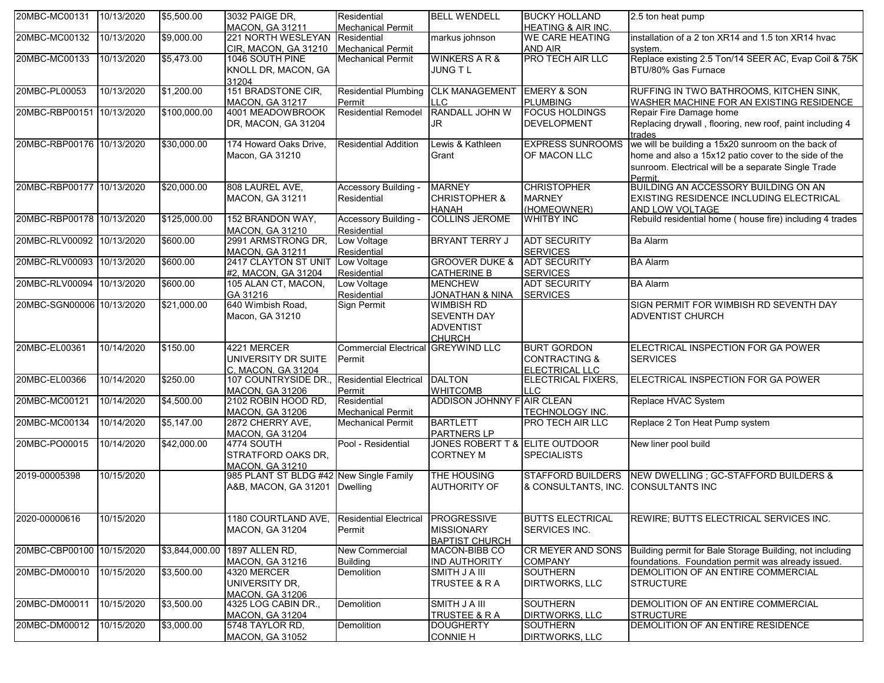| | | | | | | | |
|---|---|---|---|---|---|---|---|
| 20MBC-MC00131 | 10/13/2020 | $5,500.00 | 3032 PAIGE DR, MACON, GA 31211 | Residential Mechanical Permit | BELL WENDELL | BUCKY HOLLAND HEATING & AIR INC. | 2.5 ton heat pump |
| 20MBC-MC00132 | 10/13/2020 | $9,000.00 | 221 NORTH WESLEYAN CIR, MACON, GA 31210 | Residential Mechanical Permit | markus johnson | WE CARE HEATING AND AIR | installation of a 2 ton XR14 and 1.5 ton XR14 hvac system. |
| 20MBC-MC00133 | 10/13/2020 | $5,473.00 | 1046 SOUTH PINE KNOLL DR, MACON, GA 31204 | Mechanical Permit | WINKERS A R & JUNG T L | PRO TECH AIR LLC | Replace existing 2.5 Ton/14 SEER AC, Evap Coil & 75K BTU/80% Gas Furnace |
| 20MBC-PL00053 | 10/13/2020 | $1,200.00 | 151 BRADSTONE CIR, MACON, GA 31217 | Residential Plumbing Permit | CLK MANAGEMENT LLC | EMERY & SON PLUMBING | RUFFING IN TWO BATHROOMS, KITCHEN SINK, WASHER MACHINE FOR AN EXISTING RESIDENCE |
| 20MBC-RBP00151 | 10/13/2020 | $100,000.00 | 4001 MEADOWBROOK DR, MACON, GA 31204 | Residential Remodel | RANDALL JOHN W JR | FOCUS HOLDINGS DEVELOPMENT | Repair Fire Damage home Replacing drywall , flooring, new roof, paint including 4 trades |
| 20MBC-RBP00176 | 10/13/2020 | $30,000.00 | 174 Howard Oaks Drive, Macon, GA 31210 | Residential Addition | Lewis & Kathleen Grant | EXPRESS SUNROOMS OF MACON LLC | we will be building a 15x20 sunroom on the back of home and also a 15x12 patio cover to the side of the sunroom. Electrical will be a separate Single Trade Permit. |
| 20MBC-RBP00177 | 10/13/2020 | $20,000.00 | 808 LAUREL AVE, MACON, GA 31211 | Accessory Building - Residential | MARNEY CHRISTOPHER & HANAH | CHRISTOPHER MARNEY (HOMEOWNER) | BUILDING AN ACCESSORY BUILDING ON AN EXISTING RESIDENCE INCLUDING ELECTRICAL AND LOW VOLTAGE |
| 20MBC-RBP00178 | 10/13/2020 | $125,000.00 | 152 BRANDON WAY, MACON, GA 31210 | Accessory Building - Residential | COLLINS JEROME | WHITBY INC | Rebuild residential home ( house fire) including 4 trades |
| 20MBC-RLV00092 | 10/13/2020 | $600.00 | 2991 ARMSTRONG DR, MACON, GA 31211 | Low Voltage Residential | BRYANT TERRY J | ADT SECURITY SERVICES | Ba Alarm |
| 20MBC-RLV00093 | 10/13/2020 | $600.00 | 2417 CLAYTON ST UNIT #2, MACON, GA 31204 | Low Voltage Residential | GROOVER DUKE & CATHERINE B | ADT SECURITY SERVICES | BA Alarm |
| 20MBC-RLV00094 | 10/13/2020 | $600.00 | 105 ALAN CT, MACON, GA 31216 | Low Voltage Residential | MENCHEW JONATHAN & NINA | ADT SECURITY SERVICES | BA Alarm |
| 20MBC-SGN00006 | 10/13/2020 | $21,000.00 | 640 Wimbish Road, Macon, GA 31210 | Sign Permit | WIMBISH RD SEVENTH DAY ADVENTIST CHURCH | | SIGN PERMIT FOR WIMBISH RD SEVENTH DAY ADVENTIST CHURCH |
| 20MBC-EL00361 | 10/14/2020 | $150.00 | 4221 MERCER UNIVERSITY DR SUITE C, MACON, GA 31204 | Commercial Electrical Permit | GREYWIND LLC | BURT GORDON CONTRACTING & ELECTRICAL LLC | ELECTRICAL INSPECTION FOR GA POWER SERVICES |
| 20MBC-EL00366 | 10/14/2020 | $250.00 | 107 COUNTRYSIDE DR., MACON, GA 31206 | Residential Electrical Permit | DALTON WHITCOMB | ELECTRICAL FIXERS, LLC | ELECTRICAL INSPECTION FOR GA POWER |
| 20MBC-MC00121 | 10/14/2020 | $4,500.00 | 2102 ROBIN HOOD RD, MACON, GA 31206 | Residential Mechanical Permit | ADDISON JOHNNY F | AIR CLEAN TECHNOLOGY INC. | Replace HVAC System |
| 20MBC-MC00134 | 10/14/2020 | $5,147.00 | 2872 CHERRY AVE, MACON, GA 31204 | Mechanical Permit | BARTLETT PARTNERS LP | PRO TECH AIR LLC | Replace 2 Ton Heat Pump system |
| 20MBC-PO00015 | 10/14/2020 | $42,000.00 | 4774 SOUTH STRATFORD OAKS DR, MACON, GA 31210 | Pool - Residential | JONES ROBERT T & CORTNEY M | ELITE OUTDOOR SPECIALISTS | New liner pool build |
| 2019-00005398 | 10/15/2020 | | 985 PLANT ST BLDG #42 A&B, MACON, GA 31201 | New Single Family Dwelling | THE HOUSING AUTHORITY OF | STAFFORD BUILDERS & CONSULTANTS, INC. | NEW DWELLING ; GC-STAFFORD BUILDERS & CONSULTANTS INC |
| 2020-00000616 | 10/15/2020 | | 1180 COURTLAND AVE, MACON, GA 31204 | Residential Electrical Permit | PROGRESSIVE MISSIONARY BAPTIST CHURCH | BUTTS ELECTRICAL SERVICES INC. | REWIRE; BUTTS ELECTRICAL SERVICES INC. |
| 20MBC-CBP00100 | 10/15/2020 | $3,844,000.00 | 1897 ALLEN RD, MACON, GA 31216 | New Commercial Building | MACON-BIBB CO IND AUTHORITY | CR MEYER AND SONS COMPANY | Building permit for Bale Storage Building, not including foundations. Foundation permit was already issued. |
| 20MBC-DM00010 | 10/15/2020 | $3,500.00 | 4320 MERCER UNIVERSITY DR, MACON, GA 31206 | Demolition | SMITH J A III TRUSTEE & R A | SOUTHERN DIRTWORKS, LLC | DEMOLITION OF AN ENTIRE COMMERCIAL STRUCTURE |
| 20MBC-DM00011 | 10/15/2020 | $3,500.00 | 4325 LOG CABIN DR., MACON, GA 31204 | Demolition | SMITH J A III TRUSTEE & R A | SOUTHERN DIRTWORKS, LLC | DEMOLITION OF AN ENTIRE COMMERCIAL STRUCTURE |
| 20MBC-DM00012 | 10/15/2020 | $3,000.00 | 5748 TAYLOR RD, MACON, GA 31052 | Demolition | DOUGHERTY CONNIE H | SOUTHERN DIRTWORKS, LLC | DEMOLITION OF AN ENTIRE RESIDENCE |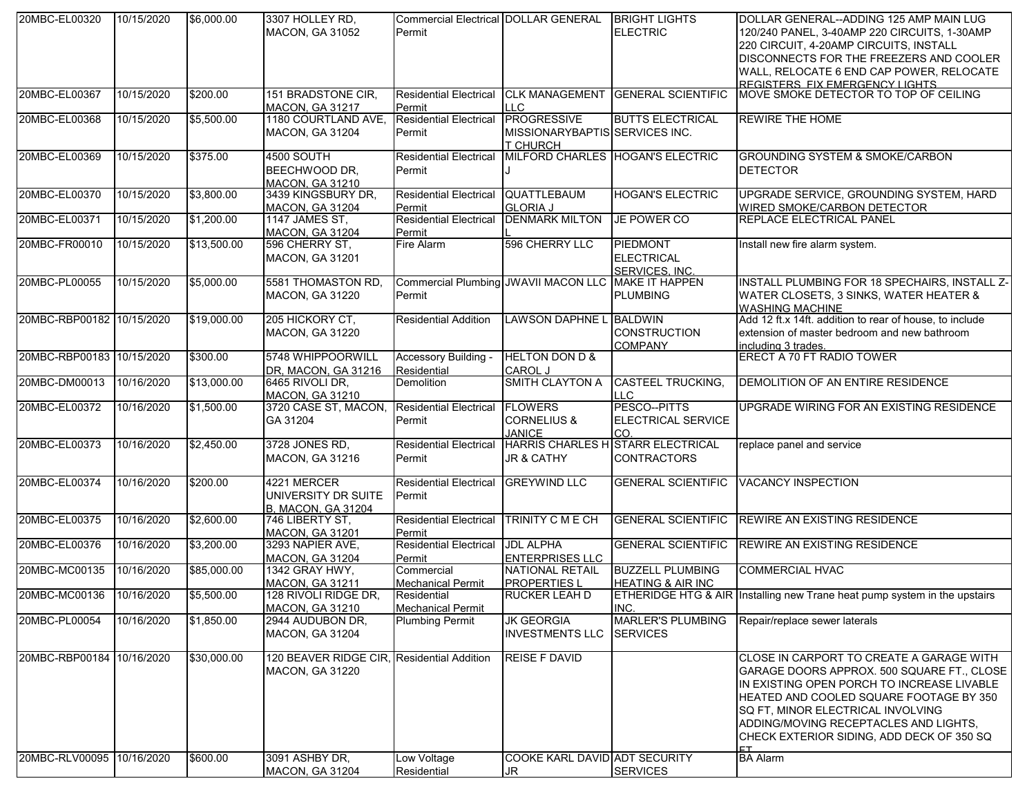| | | | | | | | |
|---|---|---|---|---|---|---|---|
| 20MBC-EL00320 | 10/15/2020 | $6,000.00 | 3307 HOLLEY RD, MACON, GA 31052 | Commercial Electrical Permit | DOLLAR GENERAL | BRIGHT LIGHTS ELECTRIC | DOLLAR GENERAL--ADDING 125 AMP MAIN LUG 120/240 PANEL, 3-40AMP 220 CIRCUITS, 1-30AMP 220 CIRCUIT, 4-20AMP CIRCUITS, INSTALL DISCONNECTS FOR THE FREEZERS AND COOLER WALL, RELOCATE 6 END CAP POWER, RELOCATE REGISTERS, FIX EMERGENCY LIGHTS |
| 20MBC-EL00367 | 10/15/2020 | $200.00 | 151 BRADSTONE CIR, MACON, GA 31217 | Residential Electrical Permit | CLK MANAGEMENT LLC | GENERAL SCIENTIFIC | MOVE SMOKE DETECTOR TO TOP OF CEILING |
| 20MBC-EL00368 | 10/15/2020 | $5,500.00 | 1180 COURTLAND AVE, MACON, GA 31204 | Residential Electrical Permit | PROGRESSIVE MISSIONARYBAPTIST CHURCH | BUTTS ELECTRICAL SERVICES INC. | REWIRE THE HOME |
| 20MBC-EL00369 | 10/15/2020 | $375.00 | 4500 SOUTH BEECHWOOD DR, MACON, GA 31210 | Residential Electrical Permit | MILFORD CHARLES J | HOGAN'S ELECTRIC | GROUNDING SYSTEM & SMOKE/CARBON DETECTOR |
| 20MBC-EL00370 | 10/15/2020 | $3,800.00 | 3439 KINGSBURY DR, MACON, GA 31204 | Residential Electrical Permit | QUATTLEBAUM GLORIA J | HOGAN'S ELECTRIC | UPGRADE SERVICE, GROUNDING SYSTEM, HARD WIRED SMOKE/CARBON DETECTOR |
| 20MBC-EL00371 | 10/15/2020 | $1,200.00 | 1147 JAMES ST, MACON, GA 31204 | Residential Electrical Permit | DENMARK MILTON L | JE POWER CO | REPLACE ELECTRICAL PANEL |
| 20MBC-FR00010 | 10/15/2020 | $13,500.00 | 596 CHERRY ST, MACON, GA 31201 | Fire Alarm | 596 CHERRY LLC | PIEDMONT ELECTRICAL SERVICES, INC. | Install new fire alarm system. |
| 20MBC-PL00055 | 10/15/2020 | $5,000.00 | 5581 THOMASTON RD, MACON, GA 31220 | Commercial Plumbing Permit | JWAVII MACON LLC | MAKE IT HAPPEN PLUMBING | INSTALL PLUMBING FOR 18 SPECHAIRS, INSTALL Z-WATER CLOSETS, 3 SINKS, WATER HEATER & WASHING MACHINE |
| 20MBC-RBP00182 | 10/15/2020 | $19,000.00 | 205 HICKORY CT, MACON, GA 31220 | Residential Addition | LAWSON DAPHNE L | BALDWIN CONSTRUCTION COMPANY | Add 12 ft.x 14ft. addition to rear of house, to include extension of master bedroom and new bathroom including 3 trades. |
| 20MBC-RBP00183 | 10/15/2020 | $300.00 | 5748 WHIPPOORWILL DR, MACON, GA 31216 | Accessory Building - Residential | HELTON DON D & CAROL J | | ERECT A 70 FT RADIO TOWER |
| 20MBC-DM00013 | 10/16/2020 | $13,000.00 | 6465 RIVOLI DR, MACON, GA 31210 | Demolition | SMITH CLAYTON A | CASTEEL TRUCKING, LLC | DEMOLITION OF AN ENTIRE RESIDENCE |
| 20MBC-EL00372 | 10/16/2020 | $1,500.00 | 3720 CASE ST, MACON, GA 31204 | Residential Electrical Permit | FLOWERS CORNELIUS & JANICE | PESCO--PITTS ELECTRICAL SERVICE CO. | UPGRADE WIRING FOR AN EXISTING RESIDENCE |
| 20MBC-EL00373 | 10/16/2020 | $2,450.00 | 3728 JONES RD, MACON, GA 31216 | Residential Electrical Permit | HARRIS CHARLES H JR & CATHY | STARR ELECTRICAL CONTRACTORS | replace panel and service |
| 20MBC-EL00374 | 10/16/2020 | $200.00 | 4221 MERCER UNIVERSITY DR SUITE B, MACON, GA 31204 | Residential Electrical Permit | GREYWIND LLC | GENERAL SCIENTIFIC | VACANCY INSPECTION |
| 20MBC-EL00375 | 10/16/2020 | $2,600.00 | 746 LIBERTY ST, MACON, GA 31201 | Residential Electrical Permit | TRINITY C M E CH | GENERAL SCIENTIFIC | REWIRE AN EXISTING RESIDENCE |
| 20MBC-EL00376 | 10/16/2020 | $3,200.00 | 3293 NAPIER AVE, MACON, GA 31204 | Residential Electrical Permit | JDL ALPHA ENTERPRISES LLC | GENERAL SCIENTIFIC | REWIRE AN EXISTING RESIDENCE |
| 20MBC-MC00135 | 10/16/2020 | $85,000.00 | 1342 GRAY HWY, MACON, GA 31211 | Commercial Mechanical Permit | NATIONAL RETAIL PROPERTIES L | BUZZELL PLUMBING HEATING & AIR INC | COMMERCIAL HVAC |
| 20MBC-MC00136 | 10/16/2020 | $5,500.00 | 128 RIVOLI RIDGE DR, MACON, GA 31210 | Residential Mechanical Permit | RUCKER LEAH D | ETHERIDGE HTG & AIR INC. | Installing new Trane heat pump system in the upstairs |
| 20MBC-PL00054 | 10/16/2020 | $1,850.00 | 2944 AUDUBON DR, MACON, GA 31204 | Plumbing Permit | JK GEORGIA INVESTMENTS LLC | MARLER'S PLUMBING SERVICES | Repair/replace sewer laterals |
| 20MBC-RBP00184 | 10/16/2020 | $30,000.00 | 120 BEAVER RIDGE CIR, MACON, GA 31220 | Residential Addition | REISE F DAVID | | CLOSE IN CARPORT TO CREATE A GARAGE WITH GARAGE DOORS APPROX. 500 SQUARE FT., CLOSE IN EXISTING OPEN PORCH TO INCREASE LIVABLE HEATED AND COOLED SQUARE FOOTAGE BY 350 SQ FT, MINOR ELECTRICAL INVOLVING ADDING/MOVING RECEPTACLES AND LIGHTS, CHECK EXTERIOR SIDING, ADD DECK OF 350 SQ FT |
| 20MBC-RLV00095 | 10/16/2020 | $600.00 | 3091 ASHBY DR, MACON, GA 31204 | Low Voltage Residential | COOKE KARL DAVID JR | ADT SECURITY SERVICES | BA Alarm |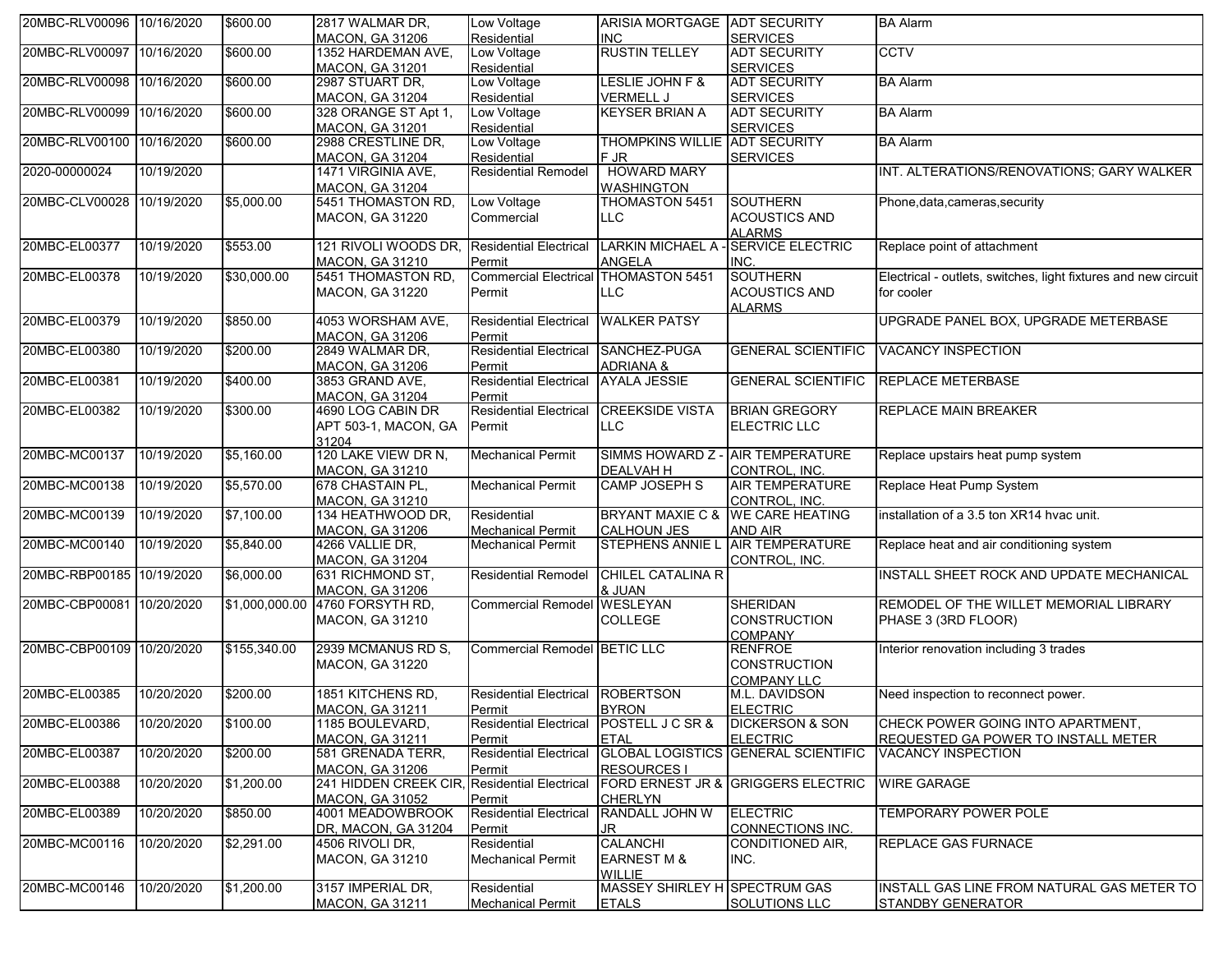| | | | | | | | |
|---|---|---|---|---|---|---|---|
| 20MBC-RLV00096 | 10/16/2020 | $600.00 | 2817 WALMAR DR, MACON, GA 31206 | Low Voltage Residential | ARISIA MORTGAGE INC | ADT SECURITY SERVICES | BA Alarm |
| 20MBC-RLV00097 | 10/16/2020 | $600.00 | 1352 HARDEMAN AVE, MACON, GA 31201 | Low Voltage Residential | RUSTIN TELLEY | ADT SECURITY SERVICES | CCTV |
| 20MBC-RLV00098 | 10/16/2020 | $600.00 | 2987 STUART DR, MACON, GA 31204 | Low Voltage Residential | LESLIE JOHN F & VERMELL J | ADT SECURITY SERVICES | BA Alarm |
| 20MBC-RLV00099 | 10/16/2020 | $600.00 | 328 ORANGE ST Apt 1, MACON, GA 31201 | Low Voltage Residential | KEYSER BRIAN A | ADT SECURITY SERVICES | BA Alarm |
| 20MBC-RLV00100 | 10/16/2020 | $600.00 | 2988 CRESTLINE DR, MACON, GA 31204 | Low Voltage Residential | THOMPKINS WILLIE F JR | ADT SECURITY SERVICES | BA Alarm |
| 2020-00000024 | 10/19/2020 | | 1471 VIRGINIA AVE, MACON, GA 31204 | Residential Remodel | HOWARD MARY WASHINGTON | | INT. ALTERATIONS/RENOVATIONS; GARY WALKER |
| 20MBC-CLV00028 | 10/19/2020 | $5,000.00 | 5451 THOMASTON RD, MACON, GA 31220 | Low Voltage Commercial | THOMASTON 5451 LLC | SOUTHERN ACOUSTICS AND ALARMS | Phone,data,cameras,security |
| 20MBC-EL00377 | 10/19/2020 | $553.00 | 121 RIVOLI WOODS DR, MACON, GA 31210 | Residential Electrical Permit | LARKIN MICHAEL A - ANGELA | SERVICE ELECTRIC INC. | Replace point of attachment |
| 20MBC-EL00378 | 10/19/2020 | $30,000.00 | 5451 THOMASTON RD, MACON, GA 31220 | Commercial Electrical Permit | THOMASTON 5451 LLC | SOUTHERN ACOUSTICS AND ALARMS | Electrical - outlets, switches, light fixtures and new circuit for cooler |
| 20MBC-EL00379 | 10/19/2020 | $850.00 | 4053 WORSHAM AVE, MACON, GA 31206 | Residential Electrical Permit | WALKER PATSY | | UPGRADE PANEL BOX, UPGRADE METERBASE |
| 20MBC-EL00380 | 10/19/2020 | $200.00 | 2849 WALMAR DR, MACON, GA 31206 | Residential Electrical Permit | SANCHEZ-PUGA ADRIANA & | GENERAL SCIENTIFIC | VACANCY INSPECTION |
| 20MBC-EL00381 | 10/19/2020 | $400.00 | 3853 GRAND AVE, MACON, GA 31204 | Residential Electrical Permit | AYALA JESSIE | GENERAL SCIENTIFIC | REPLACE METERBASE |
| 20MBC-EL00382 | 10/19/2020 | $300.00 | 4690 LOG CABIN DR APT 503-1, MACON, GA 31204 | Residential Electrical Permit | CREEKSIDE VISTA LLC | BRIAN GREGORY ELECTRIC LLC | REPLACE MAIN BREAKER |
| 20MBC-MC00137 | 10/19/2020 | $5,160.00 | 120 LAKE VIEW DR N, MACON, GA 31210 | Mechanical Permit | SIMMS HOWARD Z - DEALVAH H | AIR TEMPERATURE CONTROL, INC. | Replace upstairs heat pump system |
| 20MBC-MC00138 | 10/19/2020 | $5,570.00 | 678 CHASTAIN PL, MACON, GA 31210 | Mechanical Permit | CAMP JOSEPH S | AIR TEMPERATURE CONTROL, INC. | Replace Heat Pump System |
| 20MBC-MC00139 | 10/19/2020 | $7,100.00 | 134 HEATHWOOD DR, MACON, GA 31206 | Residential Mechanical Permit | BRYANT MAXIE C & CALHOUN JES | WE CARE HEATING AND AIR | installation of a 3.5 ton XR14 hvac unit. |
| 20MBC-MC00140 | 10/19/2020 | $5,840.00 | 4266 VALLIE DR, MACON, GA 31204 | Mechanical Permit | STEPHENS ANNIE L | AIR TEMPERATURE CONTROL, INC. | Replace heat and air conditioning system |
| 20MBC-RBP00185 | 10/19/2020 | $6,000.00 | 631 RICHMOND ST, MACON, GA 31206 | Residential Remodel | CHILEL CATALINA R & JUAN | | INSTALL SHEET ROCK AND UPDATE MECHANICAL |
| 20MBC-CBP00081 | 10/20/2020 | $1,000,000.00 | 4760 FORSYTH RD, MACON, GA 31210 | Commercial Remodel | WESLEYAN COLLEGE | SHERIDAN CONSTRUCTION COMPANY | REMODEL OF THE WILLET MEMORIAL LIBRARY PHASE 3 (3RD FLOOR) |
| 20MBC-CBP00109 | 10/20/2020 | $155,340.00 | 2939 MCMANUS RD S, MACON, GA 31220 | Commercial Remodel | BETIC LLC | RENFROE CONSTRUCTION COMPANY LLC | Interior renovation including 3 trades |
| 20MBC-EL00385 | 10/20/2020 | $200.00 | 1851 KITCHENS RD, MACON, GA 31211 | Residential Electrical Permit | ROBERTSON BYRON | M.L. DAVIDSON ELECTRIC | Need inspection to reconnect power. |
| 20MBC-EL00386 | 10/20/2020 | $100.00 | 1185 BOULEVARD, MACON, GA 31211 | Residential Electrical Permit | POSTELL J C SR & ETAL | DICKERSON & SON ELECTRIC | CHECK POWER GOING INTO APARTMENT, REQUESTED GA POWER TO INSTALL METER |
| 20MBC-EL00387 | 10/20/2020 | $200.00 | 581 GRENADA TERR, MACON, GA 31206 | Residential Electrical Permit | GLOBAL LOGISTICS RESOURCES I | GENERAL SCIENTIFIC | VACANCY INSPECTION |
| 20MBC-EL00388 | 10/20/2020 | $1,200.00 | 241 HIDDEN CREEK CIR, MACON, GA 31052 | Residential Electrical Permit | FORD ERNEST JR & CHERLYN | GRIGGERS ELECTRIC | WIRE GARAGE |
| 20MBC-EL00389 | 10/20/2020 | $850.00 | 4001 MEADOWBROOK DR, MACON, GA 31204 | Residential Electrical Permit | RANDALL JOHN W JR | ELECTRIC CONNECTIONS INC. | TEMPORARY POWER POLE |
| 20MBC-MC00116 | 10/20/2020 | $2,291.00 | 4506 RIVOLI DR, MACON, GA 31210 | Residential Mechanical Permit | CALANCHI EARNEST M & WILLIE | CONDITIONED AIR, INC. | REPLACE GAS FURNACE |
| 20MBC-MC00146 | 10/20/2020 | $1,200.00 | 3157 IMPERIAL DR, MACON, GA 31211 | Residential Mechanical Permit | MASSEY SHIRLEY H ETALS | SPECTRUM GAS SOLUTIONS LLC | INSTALL GAS LINE FROM NATURAL GAS METER TO STANDBY GENERATOR |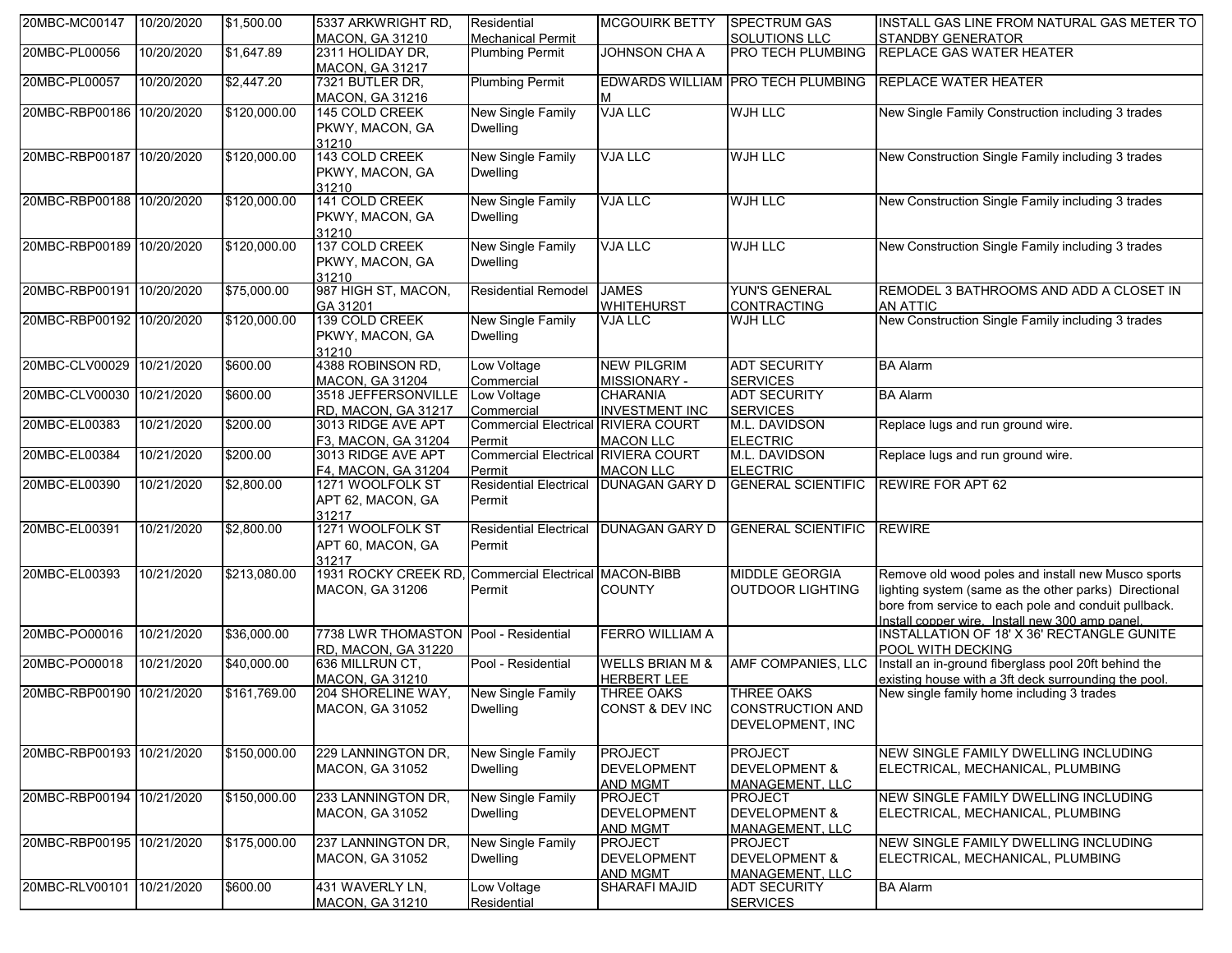| | | | | | | | |
|---|---|---|---|---|---|---|---|
| 20MBC-MC00147 | 10/20/2020 | $1,500.00 | 5337 ARKWRIGHT RD, MACON, GA 31210 | Residential Mechanical Permit | MCGOUIRK BETTY | SPECTRUM GAS SOLUTIONS LLC | INSTALL GAS LINE FROM NATURAL GAS METER TO STANDBY GENERATOR |
| 20MBC-PL00056 | 10/20/2020 | $1,647.89 | 2311 HOLIDAY DR, MACON, GA 31217 | Plumbing Permit | JOHNSON CHA A | PRO TECH PLUMBING | REPLACE GAS WATER HEATER |
| 20MBC-PL00057 | 10/20/2020 | $2,447.20 | 7321 BUTLER DR, MACON, GA 31216 | Plumbing Permit | EDWARDS WILLIAM M | PRO TECH PLUMBING | REPLACE WATER HEATER |
| 20MBC-RBP00186 | 10/20/2020 | $120,000.00 | 145 COLD CREEK PKWY, MACON, GA 31210 | New Single Family Dwelling | VJA LLC | WJH LLC | New Single Family Construction including 3 trades |
| 20MBC-RBP00187 | 10/20/2020 | $120,000.00 | 143 COLD CREEK PKWY, MACON, GA 31210 | New Single Family Dwelling | VJA LLC | WJH LLC | New Construction Single Family including 3 trades |
| 20MBC-RBP00188 | 10/20/2020 | $120,000.00 | 141 COLD CREEK PKWY, MACON, GA 31210 | New Single Family Dwelling | VJA LLC | WJH LLC | New Construction Single Family including 3 trades |
| 20MBC-RBP00189 | 10/20/2020 | $120,000.00 | 137 COLD CREEK PKWY, MACON, GA 31210 | New Single Family Dwelling | VJA LLC | WJH LLC | New Construction Single Family including 3 trades |
| 20MBC-RBP00191 | 10/20/2020 | $75,000.00 | 987 HIGH ST, MACON, GA 31201 | Residential Remodel | JAMES WHITEHURST | YUN'S GENERAL CONTRACTING | REMODEL 3 BATHROOMS AND ADD A CLOSET IN AN ATTIC |
| 20MBC-RBP00192 | 10/20/2020 | $120,000.00 | 139 COLD CREEK PKWY, MACON, GA 31210 | New Single Family Dwelling | VJA LLC | WJH LLC | New Construction Single Family including 3 trades |
| 20MBC-CLV00029 | 10/21/2020 | $600.00 | 4388 ROBINSON RD, MACON, GA 31204 | Low Voltage Commercial | NEW PILGRIM MISSIONARY - | ADT SECURITY SERVICES | BA Alarm |
| 20MBC-CLV00030 | 10/21/2020 | $600.00 | 3518 JEFFERSONVILLE RD, MACON, GA 31217 | Low Voltage Commercial | CHARANIA INVESTMENT INC | ADT SECURITY SERVICES | BA Alarm |
| 20MBC-EL00383 | 10/21/2020 | $200.00 | 3013 RIDGE AVE APT F3, MACON, GA 31204 | Commercial Electrical Permit | RIVIERA COURT MACON LLC | M.L. DAVIDSON ELECTRIC | Replace lugs and run ground wire. |
| 20MBC-EL00384 | 10/21/2020 | $200.00 | 3013 RIDGE AVE APT F4, MACON, GA 31204 | Commercial Electrical Permit | RIVIERA COURT MACON LLC | M.L. DAVIDSON ELECTRIC | Replace lugs and run ground wire. |
| 20MBC-EL00390 | 10/21/2020 | $2,800.00 | 1271 WOOLFOLK ST APT 62, MACON, GA 31217 | Residential Electrical Permit | DUNAGAN GARY D | GENERAL SCIENTIFIC | REWIRE FOR APT 62 |
| 20MBC-EL00391 | 10/21/2020 | $2,800.00 | 1271 WOOLFOLK ST APT 60, MACON, GA 31217 | Residential Electrical Permit | DUNAGAN GARY D | GENERAL SCIENTIFIC | REWIRE |
| 20MBC-EL00393 | 10/21/2020 | $213,080.00 | 1931 ROCKY CREEK RD, MACON, GA 31206 | Commercial Electrical Permit | MACON-BIBB COUNTY | MIDDLE GEORGIA OUTDOOR LIGHTING | Remove old wood poles and install new Musco sports lighting system (same as the other parks) Directional bore from service to each pole and conduit pullback. Install copper wire. Install new 300 amp panel. |
| 20MBC-PO00016 | 10/21/2020 | $36,000.00 | 7738 LWR THOMASTON RD, MACON, GA 31220 | Pool - Residential | FERRO WILLIAM A | | INSTALLATION OF 18' X 36' RECTANGLE GUNITE POOL WITH DECKING |
| 20MBC-PO00018 | 10/21/2020 | $40,000.00 | 636 MILLRUN CT, MACON, GA 31210 | Pool - Residential | WELLS BRIAN M & HERBERT LEE | AMF COMPANIES, LLC | Install an in-ground fiberglass pool 20ft behind the existing house with a 3ft deck surrounding the pool. |
| 20MBC-RBP00190 | 10/21/2020 | $161,769.00 | 204 SHORELINE WAY, MACON, GA 31052 | New Single Family Dwelling | THREE OAKS CONST & DEV INC | THREE OAKS CONSTRUCTION AND DEVELOPMENT, INC | New single family home including 3 trades |
| 20MBC-RBP00193 | 10/21/2020 | $150,000.00 | 229 LANNINGTON DR, MACON, GA 31052 | New Single Family Dwelling | PROJECT DEVELOPMENT AND MGMT | PROJECT DEVELOPMENT & MANAGEMENT, LLC | NEW SINGLE FAMILY DWELLING INCLUDING ELECTRICAL, MECHANICAL, PLUMBING |
| 20MBC-RBP00194 | 10/21/2020 | $150,000.00 | 233 LANNINGTON DR, MACON, GA 31052 | New Single Family Dwelling | PROJECT DEVELOPMENT AND MGMT | PROJECT DEVELOPMENT & MANAGEMENT, LLC | NEW SINGLE FAMILY DWELLING INCLUDING ELECTRICAL, MECHANICAL, PLUMBING |
| 20MBC-RBP00195 | 10/21/2020 | $175,000.00 | 237 LANNINGTON DR, MACON, GA 31052 | New Single Family Dwelling | PROJECT DEVELOPMENT AND MGMT | PROJECT DEVELOPMENT & MANAGEMENT, LLC | NEW SINGLE FAMILY DWELLING INCLUDING ELECTRICAL, MECHANICAL, PLUMBING |
| 20MBC-RLV00101 | 10/21/2020 | $600.00 | 431 WAVERLY LN, MACON, GA 31210 | Low Voltage Residential | SHARAFI MAJID | ADT SECURITY SERVICES | BA Alarm |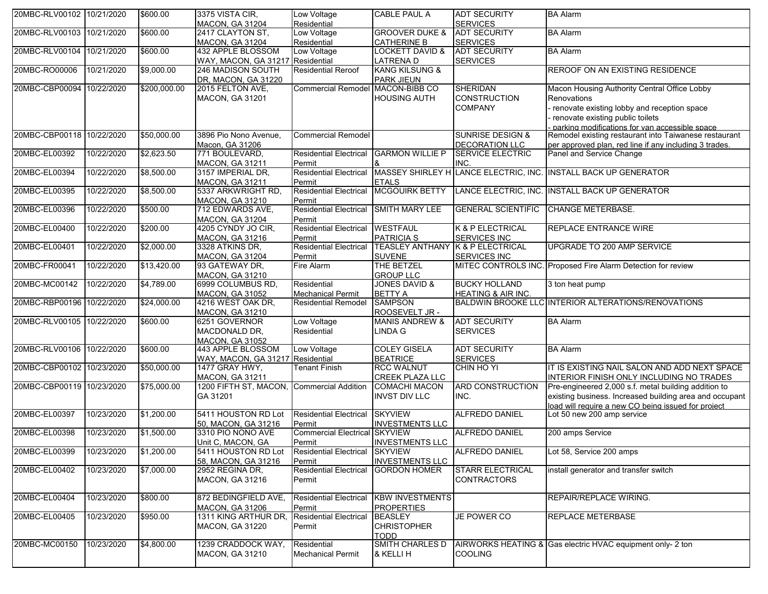| | | | | | | | |
|---|---|---|---|---|---|---|---|
| 20MBC-RLV00102 | 10/21/2020 | $600.00 | 3375 VISTA CIR, MACON, GA 31204 | Low Voltage Residential | CABLE PAUL A | ADT SECURITY SERVICES | BA Alarm |
| 20MBC-RLV00103 | 10/21/2020 | $600.00 | 2417 CLAYTON ST, MACON, GA 31204 | Low Voltage Residential | GROOVER DUKE & CATHERINE B | ADT SECURITY SERVICES | BA Alarm |
| 20MBC-RLV00104 | 10/21/2020 | $600.00 | 432 APPLE BLOSSOM WAY, MACON, GA 31217 | Low Voltage Residential | LOCKETT DAVID & LATRENA D | ADT SECURITY SERVICES | BA Alarm |
| 20MBC-RO00006 | 10/21/2020 | $9,000.00 | 246 MADISON SOUTH DR, MACON, GA 31220 | Residential Reroof | KANG KILSUNG & PARK JIEUN | | REROOF ON AN EXISTING RESIDENCE |
| 20MBC-CBP00094 | 10/22/2020 | $200,000.00 | 2015 FELTON AVE, MACON, GA 31201 | Commercial Remodel | MACON-BIBB CO HOUSING AUTH | SHERIDAN CONSTRUCTION COMPANY | Macon Housing Authority Central Office Lobby Renovations<br>- renovate existing lobby and reception space<br>- renovate existing public toilets<br>- parking modifications for van accessible space |
| 20MBC-CBP00118 | 10/22/2020 | $50,000.00 | 3896 Pio Nono Avenue, Macon, GA 31206 | Commercial Remodel | | SUNRISE DESIGN & DECORATION LLC | Remodel existing restaurant into Taiwanese restaurant per approved plan, red line if any including 3 trades. |
| 20MBC-EL00392 | 10/22/2020 | $2,623.50 | 771 BOULEVARD, MACON, GA 31211 | Residential Electrical Permit | GARMON WILLIE P & | SERVICE ELECTRIC INC. | Panel and Service Change |
| 20MBC-EL00394 | 10/22/2020 | $8,500.00 | 3157 IMPERIAL DR, MACON, GA 31211 | Residential Electrical Permit | MASSEY SHIRLEY H ETALS | LANCE ELECTRIC, INC. | INSTALL BACK UP GENERATOR |
| 20MBC-EL00395 | 10/22/2020 | $8,500.00 | 5337 ARKWRIGHT RD, MACON, GA 31210 | Residential Electrical Permit | MCGOUIRK BETTY | LANCE ELECTRIC, INC. | INSTALL BACK UP GENERATOR |
| 20MBC-EL00396 | 10/22/2020 | $500.00 | 712 EDWARDS AVE, MACON, GA 31204 | Residential Electrical Permit | SMITH MARY LEE | GENERAL SCIENTIFIC | CHANGE METERBASE. |
| 20MBC-EL00400 | 10/22/2020 | $200.00 | 4205 CYNDY JO CIR, MACON, GA 31216 | Residential Electrical Permit | WESTFAUL PATRICIA S | K & P ELECTRICAL SERVICES INC | REPLACE ENTRANCE WIRE |
| 20MBC-EL00401 | 10/22/2020 | $2,000.00 | 3328 ATKINS DR, MACON, GA 31204 | Residential Electrical Permit | TEASLEY ANTHANY SUVENE | K & P ELECTRICAL SERVICES INC | UPGRADE TO 200 AMP SERVICE |
| 20MBC-FR00041 | 10/22/2020 | $13,420.00 | 93 GATEWAY DR, MACON, GA 31210 | Fire Alarm | THE BETZEL GROUP LLC | MITEC CONTROLS INC. | Proposed Fire Alarm Detection for review |
| 20MBC-MC00142 | 10/22/2020 | $4,789.00 | 6999 COLUMBUS RD, MACON, GA 31052 | Residential Mechanical Permit | JONES DAVID & BETTY A | BUCKY HOLLAND HEATING & AIR INC. | 3 ton heat pump |
| 20MBC-RBP00196 | 10/22/2020 | $24,000.00 | 4216 WEST OAK DR, MACON, GA 31210 | Residential Remodel | SAMPSON ROOSEVELT JR - | BALDWIN BROOKE LLC | INTERIOR ALTERATIONS/RENOVATIONS |
| 20MBC-RLV00105 | 10/22/2020 | $600.00 | 6251 GOVERNOR MACDONALD DR, MACON, GA 31052 | Low Voltage Residential | MANIS ANDREW & LINDA G | ADT SECURITY SERVICES | BA Alarm |
| 20MBC-RLV00106 | 10/22/2020 | $600.00 | 443 APPLE BLOSSOM WAY, MACON, GA 31217 | Low Voltage Residential | COLEY GISELA BEATRICE | ADT SECURITY SERVICES | BA Alarm |
| 20MBC-CBP00102 | 10/23/2020 | $50,000.00 | 1477 GRAY HWY, MACON, GA 31211 | Tenant Finish | RCC WALNUT CREEK PLAZA LLC | CHIN HO YI | IT IS EXISTING NAIL SALON AND ADD NEXT SPACE INTERIOR FINISH ONLY INCLUDING NO TRADES |
| 20MBC-CBP00119 | 10/23/2020 | $75,000.00 | 1200 FIFTH ST, MACON, GA 31201 | Commercial Addition | COMACHI MACON INVST DIV LLC | ARD CONSTRUCTION INC. | Pre-engineered 2,000 s.f. metal building addition to existing business. Increased building area and occupant load will require a new CO being issued for project |
| 20MBC-EL00397 | 10/23/2020 | $1,200.00 | 5411 HOUSTON RD Lot 50, MACON, GA 31216 | Residential Electrical Permit | SKYVIEW INVESTMENTS LLC | ALFREDO DANIEL | Lot 50 new 200 amp service |
| 20MBC-EL00398 | 10/23/2020 | $1,500.00 | 3310 PIO NONO AVE Unit C, MACON, GA | Commercial Electrical Permit | SKYVIEW INVESTMENTS LLC | ALFREDO DANIEL | 200 amps Service |
| 20MBC-EL00399 | 10/23/2020 | $1,200.00 | 5411 HOUSTON RD Lot 58, MACON, GA 31216 | Residential Electrical Permit | SKYVIEW INVESTMENTS LLC | ALFREDO DANIEL | Lot 58, Service 200 amps |
| 20MBC-EL00402 | 10/23/2020 | $7,000.00 | 2952 REGINA DR, MACON, GA 31216 | Residential Electrical Permit | GORDON HOMER | STARR ELECTRICAL CONTRACTORS | install generator and transfer switch |
| 20MBC-EL00404 | 10/23/2020 | $800.00 | 872 BEDINGFIELD AVE, MACON, GA 31206 | Residential Electrical Permit | KBW INVESTMENTS PROPERTIES | | REPAIR/REPLACE WIRING. |
| 20MBC-EL00405 | 10/23/2020 | $950.00 | 1311 KING ARTHUR DR, MACON, GA 31220 | Residential Electrical Permit | BEASLEY CHRISTOPHER TODD | JE POWER CO | REPLACE METERBASE |
| 20MBC-MC00150 | 10/23/2020 | $4,800.00 | 1239 CRADDOCK WAY, MACON, GA 31210 | Residential Mechanical Permit | SMITH CHARLES D & KELLI H | AIRWORKS HEATING & COOLING | Gas electric HVAC equipment only- 2 ton |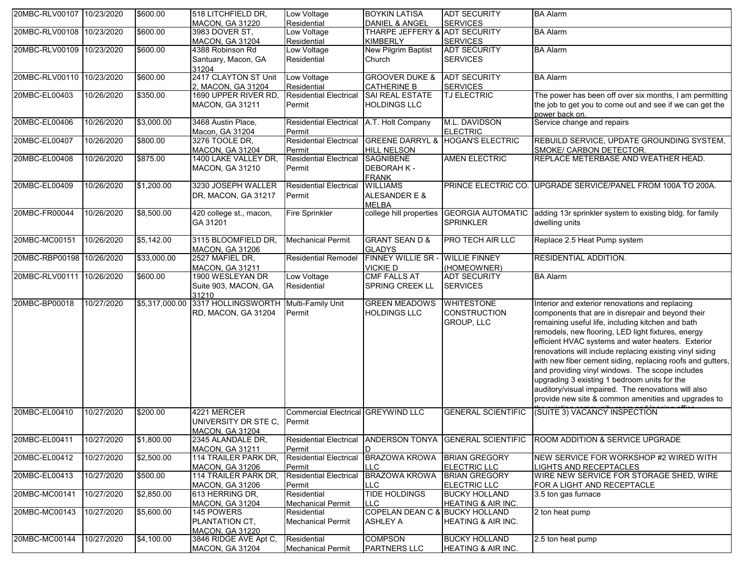| 20MBC-RLV00107 | 10/23/2020 | $600.00 | 518 LITCHFIELD DR, MACON, GA 31220 | Low Voltage Residential | BOYKIN LATISA DANIEL & ANGEL | ADT SECURITY SERVICES | BA Alarm |
|---|---|---|---|---|---|---|---|
| 20MBC-RLV00108 | 10/23/2020 | $600.00 | 3983 DOVER ST, MACON, GA 31204 | Low Voltage Residential | THARPE JEFFERY & KIMBERLY | ADT SECURITY SERVICES | BA Alarm |
| 20MBC-RLV00109 | 10/23/2020 | $600.00 | 4388 Robinson Rd Santuary, Macon, GA 31204 | Low Voltage Residential | New Pilgrim Baptist Church | ADT SECURITY SERVICES | BA Alarm |
| 20MBC-RLV00110 | 10/23/2020 | $600.00 | 2417 CLAYTON ST Unit 2, MACON, GA 31204 | Low Voltage Residential | GROOVER DUKE & CATHERINE B | ADT SECURITY SERVICES | BA Alarm |
| 20MBC-EL00403 | 10/26/2020 | $350.00 | 1690 UPPER RIVER RD, MACON, GA 31211 | Residential Electrical Permit | SAI REAL ESTATE HOLDINGS LLC | TJ ELECTRIC | The power has been off over six months, I am permitting the job to get you to come out and see if we can get the power back on. |
| 20MBC-EL00406 | 10/26/2020 | $3,000.00 | 3468 Austin Place, Macon, GA 31204 | Residential Electrical Permit | A.T. Holt Company | M.L. DAVIDSON ELECTRIC | Service change and repairs |
| 20MBC-EL00407 | 10/26/2020 | $800.00 | 3276 TOOLE DR, MACON, GA 31204 | Residential Electrical Permit | GREENE DARRYL & HILL NELSON | HOGAN'S ELECTRIC | REBUILD SERVICE, UPDATE GROUNDING SYSTEM, SMOKE/ CARBON DETECTOR. |
| 20MBC-EL00408 | 10/26/2020 | $875.00 | 1400 LAKE VALLEY DR, MACON, GA 31210 | Residential Electrical Permit | SAGNIBENE DEBORAH K - FRANK | AMEN ELECTRIC | REPLACE METERBASE AND WEATHER HEAD. |
| 20MBC-EL00409 | 10/26/2020 | $1,200.00 | 3230 JOSEPH WALLER DR, MACON, GA 31217 | Residential Electrical Permit | WILLIAMS ALESANDER E & MELBA | PRINCE ELECTRIC CO. | UPGRADE SERVICE/PANEL FROM 100A TO 200A. |
| 20MBC-FR00044 | 10/26/2020 | $8,500.00 | 420 college st., macon, GA 31201 | Fire Sprinkler | college hill properties | GEORGIA AUTOMATIC SPRINKLER | adding 13r sprinkler system to existing bldg. for family dwelling units |
| 20MBC-MC00151 | 10/26/2020 | $5,142.00 | 3115 BLOOMFIELD DR, MACON, GA 31206 | Mechanical Permit | GRANT SEAN D & GLADYS | PRO TECH AIR LLC | Replace 2.5 Heat Pump system |
| 20MBC-RBP00198 | 10/26/2020 | $33,000.00 | 2527 MAFIEL DR, MACON, GA 31211 | Residential Remodel | FINNEY WILLIE SR - VICKIE D | WILLIE FINNEY (HOMEOWNER) | RESIDENTIAL ADDITION. |
| 20MBC-RLV00111 | 10/26/2020 | $600.00 | 1900 WESLEYAN DR Suite 903, MACON, GA 31210 | Low Voltage Residential | CMF FALLS AT SPRING CREEK LL | ADT SECURITY SERVICES | BA Alarm |
| 20MBC-BP00018 | 10/27/2020 | $5,317,000.00 | 3317 HOLLINGSWORTH RD, MACON, GA 31204 | Multi-Family Unit Permit | GREEN MEADOWS HOLDINGS LLC | WHITESTONE CONSTRUCTION GROUP, LLC | Interior and exterior renovations and replacing components that are in disrepair and beyond their remaining useful life, including kitchen and bath remodels, new flooring, LED light fixtures, energy efficient HVAC systems and water heaters. Exterior renovations will include replacing existing vinyl siding with new fiber cement siding, replacing roofs and gutters, and providing vinyl windows. The scope includes upgrading 3 existing 1 bedroom units for the auditory/visual impaired. The renovations will also provide new site & common amenities and upgrades to the existing community room and leasing office. |
| 20MBC-EL00410 | 10/27/2020 | $200.00 | 4221 MERCER UNIVERSITY DR STE C, MACON, GA 31204 | Commercial Electrical Permit | GREYWIND LLC | GENERAL SCIENTIFIC | (SUITE 3) VACANCY INSPECTION |
| 20MBC-EL00411 | 10/27/2020 | $1,800.00 | 2345 ALANDALE DR, MACON, GA 31211 | Residential Electrical Permit | ANDERSON TONYA D | GENERAL SCIENTIFIC | ROOM ADDITION & SERVICE UPGRADE |
| 20MBC-EL00412 | 10/27/2020 | $2,500.00 | 114 TRAILER PARK DR, MACON, GA 31206 | Residential Electrical Permit | BRAZOWA KROWA LLC | BRIAN GREGORY ELECTRIC LLC | NEW SERVICE FOR WORKSHOP #2 WIRED WITH LIGHTS AND RECEPTACLES |
| 20MBC-EL00413 | 10/27/2020 | $500.00 | 114 TRAILER PARK DR, MACON, GA 31206 | Residential Electrical Permit | BRAZOWA KROWA LLC | BRIAN GREGORY ELECTRIC LLC | WIRE NEW SERVICE FOR STORAGE SHED, WIRE FOR A LIGHT AND RECEPTACLE |
| 20MBC-MC00141 | 10/27/2020 | $2,850.00 | 613 HERRING DR, MACON, GA 31204 | Residential Mechanical Permit | TIDE HOLDINGS LLC | BUCKY HOLLAND HEATING & AIR INC. | 3.5 ton gas furnace |
| 20MBC-MC00143 | 10/27/2020 | $5,600.00 | 145 POWERS PLANTATION CT, MACON, GA 31220 | Residential Mechanical Permit | COPELAN DEAN C & ASHLEY A | BUCKY HOLLAND HEATING & AIR INC. | 2 ton heat pump |
| 20MBC-MC00144 | 10/27/2020 | $4,100.00 | 3846 RIDGE AVE Apt C, MACON, GA 31204 | Residential Mechanical Permit | COMPSON PARTNERS LLC | BUCKY HOLLAND HEATING & AIR INC. | 2.5 ton heat pump |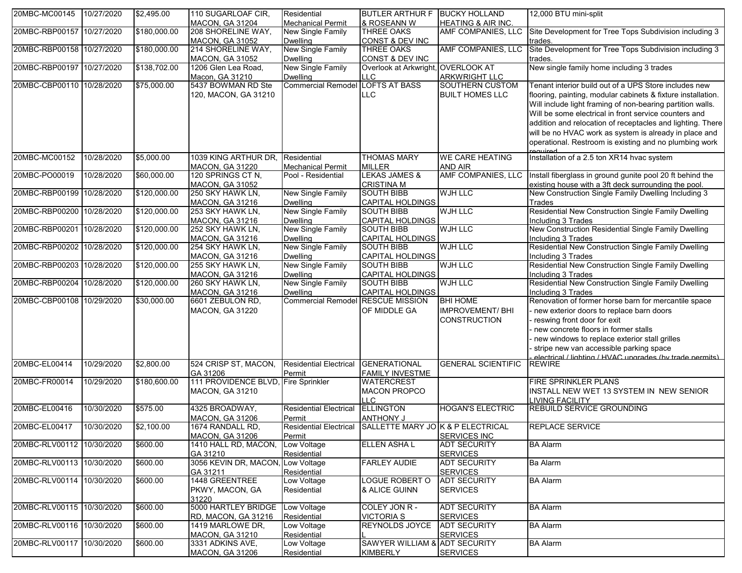| | | | | | | | |
|---|---|---|---|---|---|---|---|
| 20MBC-MC00145 | 10/27/2020 | $2,495.00 | 110 SUGARLOAF CIR, MACON, GA 31204 | Residential Mechanical Permit | BUTLER ARTHUR F & ROSEANN W | BUCKY HOLLAND HEATING & AIR INC. | 12,000 BTU mini-split |
| 20MBC-RBP00157 | 10/27/2020 | $180,000.00 | 208 SHORELINE WAY, MACON, GA 31052 | New Single Family Dwelling | THREE OAKS CONST & DEV INC | AMF COMPANIES, LLC | Site Development for Tree Tops Subdivision including 3 trades. |
| 20MBC-RBP00158 | 10/27/2020 | $180,000.00 | 214 SHORELINE WAY, MACON, GA 31052 | New Single Family Dwelling | THREE OAKS CONST & DEV INC | AMF COMPANIES, LLC | Site Development for Tree Tops Subdivision including 3 trades. |
| 20MBC-RBP00197 | 10/27/2020 | $138,702.00 | 1206 Glen Lea Road, Macon, GA 31210 | New Single Family Dwelling | Overlook at Arkwright, LLC | OVERLOOK AT ARKWRIGHT LLC | New single family home including 3 trades |
| 20MBC-CBP00110 | 10/28/2020 | $75,000.00 | 5437 BOWMAN RD Ste 120, MACON, GA 31210 | Commercial Remodel | LOFTS AT BASS LLC | SOUTHERN CUSTOM BUILT HOMES LLC | Tenant interior build out of a UPS Store includes new flooring, painting, modular cabinets & fixture installation. Will include light framing of non-bearing partition walls. Will be some electrical in front service counters and addition and relocation of receptacles and lighting. There will be no HVAC work as system is already in place and operational. Restroom is existing and no plumbing work required |
| 20MBC-MC00152 | 10/28/2020 | $5,000.00 | 1039 KING ARTHUR DR, MACON, GA 31220 | Residential Mechanical Permit | THOMAS MARY MILLER | WE CARE HEATING AND AIR | Installation of a 2.5 ton XR14 hvac system |
| 20MBC-PO00019 | 10/28/2020 | $60,000.00 | 120 SPRINGS CT N, MACON, GA 31052 | Pool - Residential | LEKAS JAMES & CRISTINA M | AMF COMPANIES, LLC | Install fiberglass in ground gunite pool 20 ft behind the existing house with a 3ft deck surrounding the pool. |
| 20MBC-RBP00199 | 10/28/2020 | $120,000.00 | 250 SKY HAWK LN, MACON, GA 31216 | New Single Family Dwelling | SOUTH BIBB CAPITAL HOLDINGS | WJH LLC | New Construction Single Family Dwelling Including 3 Trades |
| 20MBC-RBP00200 | 10/28/2020 | $120,000.00 | 253 SKY HAWK LN, MACON, GA 31216 | New Single Family Dwelling | SOUTH BIBB CAPITAL HOLDINGS | WJH LLC | Residential New Construction Single Family Dwelling Including 3 Trades |
| 20MBC-RBP00201 | 10/28/2020 | $120,000.00 | 252 SKY HAWK LN, MACON, GA 31216 | New Single Family Dwelling | SOUTH BIBB CAPITAL HOLDINGS | WJH LLC | New Construction Residential Single Family Dwelling Including 3 Trades |
| 20MBC-RBP00202 | 10/28/2020 | $120,000.00 | 254 SKY HAWK LN, MACON, GA 31216 | New Single Family Dwelling | SOUTH BIBB CAPITAL HOLDINGS | WJH LLC | Residential New Construction Single Family Dwelling Including 3 Trades |
| 20MBC-RBP00203 | 10/28/2020 | $120,000.00 | 255 SKY HAWK LN, MACON, GA 31216 | New Single Family Dwelling | SOUTH BIBB CAPITAL HOLDINGS | WJH LLC | Residential New Construction Single Family Dwelling Including 3 Trades |
| 20MBC-RBP00204 | 10/28/2020 | $120,000.00 | 260 SKY HAWK LN, MACON, GA 31216 | New Single Family Dwelling | SOUTH BIBB CAPITAL HOLDINGS | WJH LLC | Residential New Construction Single Family Dwelling Including 3 Trades |
| 20MBC-CBP00108 | 10/29/2020 | $30,000.00 | 6601 ZEBULON RD, MACON, GA 31220 | Commercial Remodel | RESCUE MISSION OF MIDDLE GA | BHI HOME IMPROVEMENT/ BHI CONSTRUCTION | Renovation of former horse barn for mercantile space<br>- new exterior doors to replace barn doors<br>- reswing front door for exit<br>- new concrete floors in former stalls<br>- new windows to replace exterior stall grilles<br>- stripe new van accessible parking space<br>- electrical / lighting / HVAC upgrades (by trade permits) |
| 20MBC-EL00414 | 10/29/2020 | $2,800.00 | 524 CRISP ST, MACON, GA 31206 | Residential Electrical Permit | GENERATIONAL FAMILY INVESTME | GENERAL SCIENTIFIC | REWIRE |
| 20MBC-FR00014 | 10/29/2020 | $180,600.00 | 111 PROVIDENCE BLVD, MACON, GA 31210 | Fire Sprinkler | WATERCREST MACON PROPCO LLC | | FIRE SPRINKLER PLANS<br>INSTALL NEW WET 13 SYSTEM IN NEW SENIOR LIVING FACILITY |
| 20MBC-EL00416 | 10/30/2020 | $575.00 | 4325 BROADWAY, MACON, GA 31206 | Residential Electrical Permit | ELLINGTON ANTHONY J | HOGAN'S ELECTRIC | REBUILD SERVICE GROUNDING |
| 20MBC-EL00417 | 10/30/2020 | $2,100.00 | 1674 RANDALL RD, MACON, GA 31206 | Residential Electrical Permit | SALLETTE MARY JO | K & P ELECTRICAL SERVICES INC | REPLACE SERVICE |
| 20MBC-RLV00112 | 10/30/2020 | $600.00 | 1410 HALL RD, MACON, GA 31210 | Low Voltage Residential | ELLEN ASHA L | ADT SECURITY SERVICES | BA Alarm |
| 20MBC-RLV00113 | 10/30/2020 | $600.00 | 3056 KEVIN DR, MACON, GA 31211 | Low Voltage Residential | FARLEY AUDIE | ADT SECURITY SERVICES | Ba Alarm |
| 20MBC-RLV00114 | 10/30/2020 | $600.00 | 1448 GREENTREE PKWY, MACON, GA 31220 | Low Voltage Residential | LOGUE ROBERT O & ALICE GUINN | ADT SECURITY SERVICES | BA Alarm |
| 20MBC-RLV00115 | 10/30/2020 | $600.00 | 5000 HARTLEY BRIDGE RD, MACON, GA 31216 | Low Voltage Residential | COLEY JON R - VICTORIA S | ADT SECURITY SERVICES | BA Alarm |
| 20MBC-RLV00116 | 10/30/2020 | $600.00 | 1419 MARLOWE DR, MACON, GA 31210 | Low Voltage Residential | REYNOLDS JOYCE L | ADT SECURITY SERVICES | BA Alarm |
| 20MBC-RLV00117 | 10/30/2020 | $600.00 | 3331 ADKINS AVE, MACON, GA 31206 | Low Voltage Residential | SAWYER WILLIAM & KIMBERLY | ADT SECURITY SERVICES | BA Alarm |